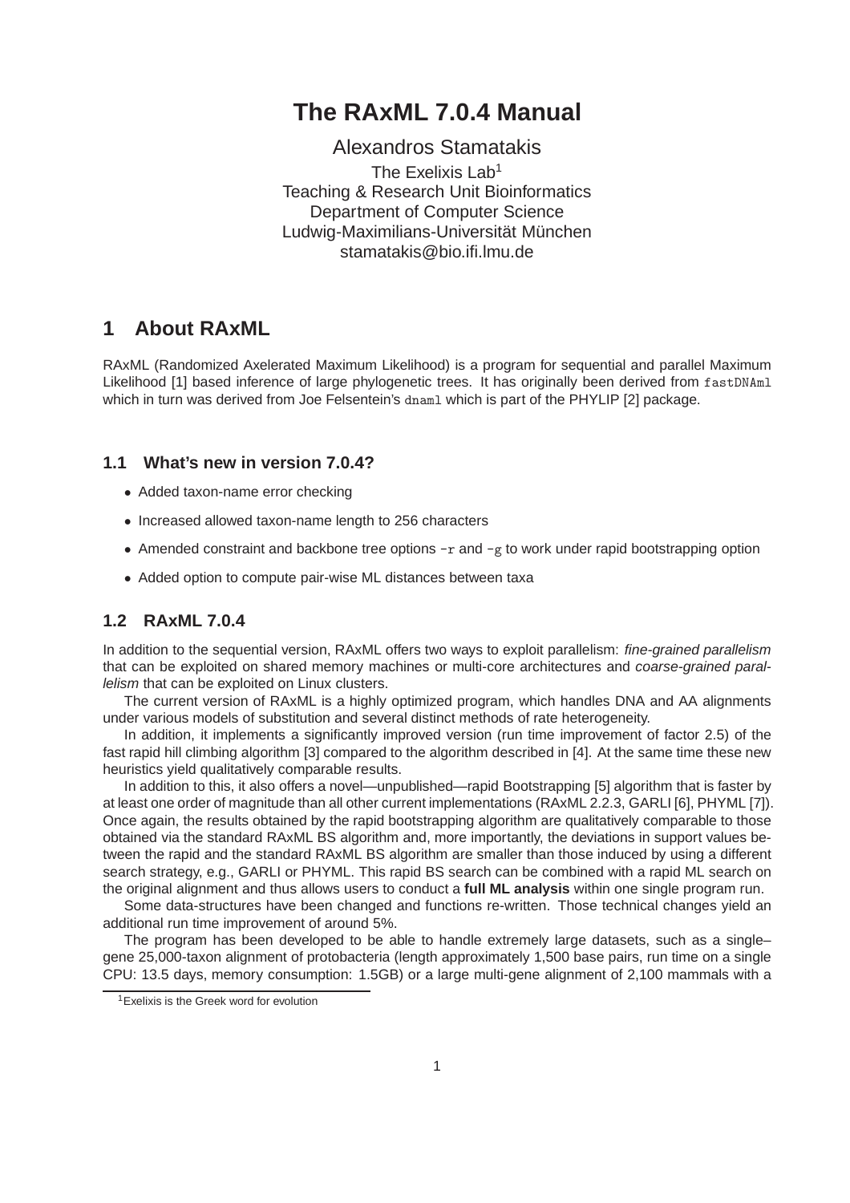# The RAxML 7.0.4 Manual

Alexandros Stamatakis

The Exelixis Lab[1]
Teaching & Research Unit Bioinformatics
Department of Computer Science
Ludwig-Maximilians-Universität München
stamatakis@bio.ifi.lmu.de

## 1 About RAxML

RAxML (Randomized Axelerated Maximum Likelihood) is a program for sequential and parallel Maximum Likelihood [1] based inference of large phylogenetic trees. It has originally been derived from `fastDNAml` which in turn was derived from Joe Felsentein's `dnaml` which is part of the PHYLIP [2] package.

### 1.1 What's new in version 7.0.4?

- Added taxon-name error checking
- Increased allowed taxon-name length to 256 characters
- Amended constraint and backbone tree options `-r` and `-g` to work under rapid bootstrapping option
- Added option to compute pair-wise ML distances between taxa

### 1.2 RAxML 7.0.4

In addition to the sequential version, RAxML offers two ways to exploit parallelism: *fine-grained parallelism* that can be exploited on shared memory machines or multi-core architectures and *coarse-grained parallelism* that can be exploited on Linux clusters.

The current version of RAxML is a highly optimized program, which handles DNA and AA alignments under various models of substitution and several distinct methods of rate heterogeneity.

In addition, it implements a significantly improved version (run time improvement of factor 2.5) of the fast rapid hill climbing algorithm [3] compared to the algorithm described in [4]. At the same time these new heuristics yield qualitatively comparable results.

In addition to this, it also offers a novel—unpublished—rapid Bootstrapping [5] algorithm that is faster by at least one order of magnitude than all other current implementations (RAxML 2.2.3, GARLI [6], PHYML [7]). Once again, the results obtained by the rapid bootstrapping algorithm are qualitatively comparable to those obtained via the standard RAxML BS algorithm and, more importantly, the deviations in support values between the rapid and the standard RAxML BS algorithm are smaller than those induced by using a different search strategy, e.g., GARLI or PHYML. This rapid BS search can be combined with a rapid ML search on the original alignment and thus allows users to conduct a **full ML analysis** within one single program run.

Some data-structures have been changed and functions re-written. Those technical changes yield an additional run time improvement of around 5%.

The program has been developed to be able to handle extremely large datasets, such as a single–gene 25,000-taxon alignment of protobacteria (length approximately 1,500 base pairs, run time on a single CPU: 13.5 days, memory consumption: 1.5GB) or a large multi-gene alignment of 2,100 mammals with a

[1] Exelixis is the Greek word for evolution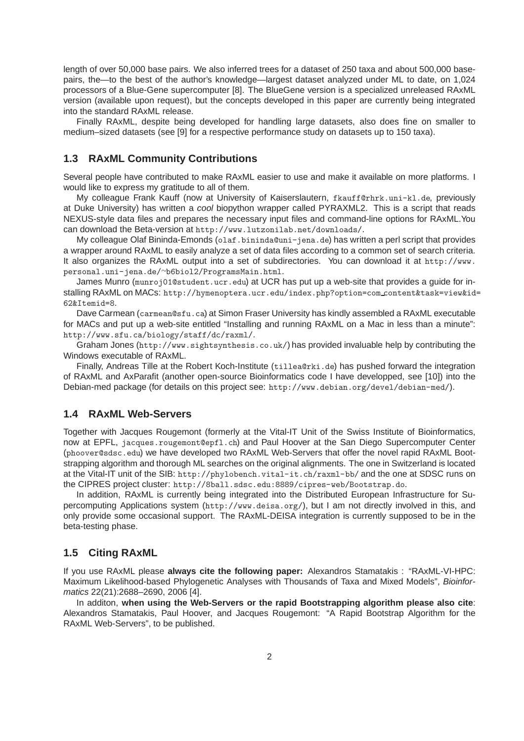length of over 50,000 base pairs. We also inferred trees for a dataset of 250 taxa and about 500,000 base-pairs, the—to the best of the author's knowledge—largest dataset analyzed under ML to date, on 1,024 processors of a Blue-Gene supercomputer [8]. The BlueGene version is a specialized unreleased RAxML version (available upon request), but the concepts developed in this paper are currently being integrated into the standard RAxML release.

Finally RAxML, despite being developed for handling large datasets, also does fine on smaller to medium–sized datasets (see [9] for a respective performance study on datasets up to 150 taxa).

### 1.3 RAxML Community Contributions

Several people have contributed to make RAxML easier to use and make it available on more platforms. I would like to express my gratitude to all of them.

My colleague Frank Kauff (now at University of Kaiserslautern, fkauff@rhrk.uni-kl.de, previously at Duke University) has written a *cool* biopython wrapper called PYRAXML2. This is a script that reads NEXUS-style data files and prepares the necessary input files and command-line options for RAxML.You can download the Beta-version at http://www.lutzonilab.net/downloads/.

My colleague Olaf Bininda-Emonds (olaf.bininda@uni-jena.de) has written a perl script that provides a wrapper around RAxML to easily analyze a set of data files according to a common set of search criteria. It also organizes the RAxML output into a set of subdirectories. You can download it at http://www.personal.uni-jena.de/~b6biol2/ProgramsMain.html.

James Munro (munroj01@student.ucr.edu) at UCR has put up a web-site that provides a guide for installing RAxML on MACs: http://hymenoptera.ucr.edu/index.php?option=com_content&task=view&id=62&Itemid=8.

Dave Carmean (carmean@sfu.ca) at Simon Fraser University has kindly assembled a RAxML executable for MACs and put up a web-site entitled "Installing and running RAxML on a Mac in less than a minute": http://www.sfu.ca/biology/staff/dc/raxml/.

Graham Jones (http://www.sightsynthesis.co.uk/) has provided invaluable help by contributing the Windows executable of RAxML.

Finally, Andreas Tille at the Robert Koch-Institute (tillea@rki.de) has pushed forward the integration of RAxML and AxParafit (another open-source Bioinformatics code I have developped, see [10]) into the Debian-med package (for details on this project see: http://www.debian.org/devel/debian-med/).

### 1.4 RAxML Web-Servers

Together with Jacques Rougemont (formerly at the Vital-IT Unit of the Swiss Institute of Bioinformatics, now at EPFL, jacques.rougemont@epfl.ch) and Paul Hoover at the San Diego Supercomputer Center (phoover@sdsc.edu) we have developed two RAxML Web-Servers that offer the novel rapid RAxML Bootstrapping algorithm and thorough ML searches on the original alignments. The one in Switzerland is located at the Vital-IT unit of the SIB: http://phylobench.vital-it.ch/raxml-bb/ and the one at SDSC runs on the CIPRES project cluster: http://8ball.sdsc.edu:8889/cipres-web/Bootstrap.do.

In addition, RAxML is currently being integrated into the Distributed European Infrastructure for Supercomputing Applications system (http://www.deisa.org/), but I am not directly involved in this, and only provide some occasional support. The RAxML-DEISA integration is currently supposed to be in the beta-testing phase.

### 1.5 Citing RAxML

If you use RAxML please **always cite the following paper:** Alexandros Stamatakis : "RAxML-VI-HPC: Maximum Likelihood-based Phylogenetic Analyses with Thousands of Taxa and Mixed Models", *Bioinformatics* 22(21):2688–2690, 2006 [4].

In additon, **when using the Web-Servers or the rapid Bootstrapping algorithm please also cite**: Alexandros Stamatakis, Paul Hoover, and Jacques Rougemont: "A Rapid Bootstrap Algorithm for the RAxML Web-Servers", to be published.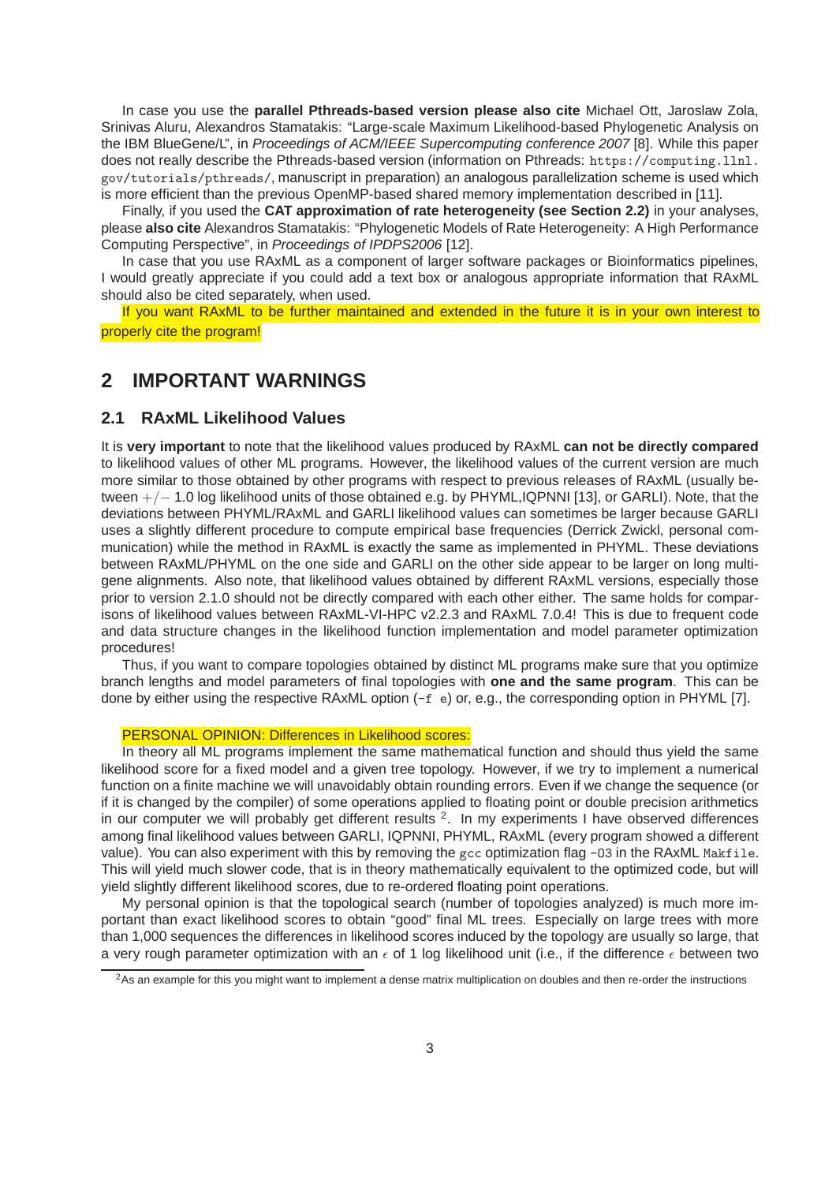In case you use the **parallel Pthreads-based version please also cite** Michael Ott, Jaroslaw Zola, Srinivas Aluru, Alexandros Stamatakis: "Large-scale Maximum Likelihood-based Phylogenetic Analysis on the IBM BlueGene/L", in *Proceedings of ACM/IEEE Supercomputing conference 2007* [8]. While this paper does not really describe the Pthreads-based version (information on Pthreads: `https://computing.llnl.gov/tutorials/pthreads/`, manuscript in preparation) an analogous parallelization scheme is used which is more efficient than the previous OpenMP-based shared memory implementation described in [11].

Finally, if you used the **CAT approximation of rate heterogeneity (see Section 2.2)** in your analyses, please **also cite** Alexandros Stamatakis: "Phylogenetic Models of Rate Heterogeneity: A High Performance Computing Perspective", in *Proceedings of IPDPS2006* [12].

In case that you use RAxML as a component of larger software packages or Bioinformatics pipelines, I would greatly appreciate if you could add a text box or analogous appropriate information that RAxML should also be cited separately, when used.

If you want RAxML to be further maintained and extended in the future it is in your own interest to properly cite the program!

## 2 IMPORTANT WARNINGS

### 2.1 RAxML Likelihood Values

It is **very important** to note that the likelihood values produced by RAxML **can not be directly compared** to likelihood values of other ML programs. However, the likelihood values of the current version are much more similar to those obtained by other programs with respect to previous releases of RAxML (usually between $+/-$ 1.0 log likelihood units of those obtained e.g. by PHYML,IQPNNI [13], or GARLI). Note, that the deviations between PHYML/RAxML and GARLI likelihood values can sometimes be larger because GARLI uses a slightly different procedure to compute empirical base frequencies (Derrick Zwickl, personal communication) while the method in RAxML is exactly the same as implemented in PHYML. These deviations between RAxML/PHYML on the one side and GARLI on the other side appear to be larger on long multi-gene alignments. Also note, that likelihood values obtained by different RAxML versions, especially those prior to version 2.1.0 should not be directly compared with each other either. The same holds for comparisons of likelihood values between RAxML-VI-HPC v2.2.3 and RAxML 7.0.4! This is due to frequent code and data structure changes in the likelihood function implementation and model parameter optimization procedures!

Thus, if you want to compare topologies obtained by distinct ML programs make sure that you optimize branch lengths and model parameters of final topologies with **one and the same program**. This can be done by either using the respective RAxML option (`-f e`) or, e.g., the corresponding option in PHYML [7].

PERSONAL OPINION: Differences in Likelihood scores:

In theory all ML programs implement the same mathematical function and should thus yield the same likelihood score for a fixed model and a given tree topology. However, if we try to implement a numerical function on a finite machine we will unavoidably obtain rounding errors. Even if we change the sequence (or if it is changed by the compiler) of some operations applied to floating point or double precision arithmetics in our computer we will probably get different results [2]. In my experiments I have observed differences among final likelihood values between GARLI, IQPNNI, PHYML, RAxML (every program showed a different value). You can also experiment with this by removing the `gcc` optimization flag `-O3` in the RAxML `Makfile`. This will yield much slower code, that is in theory mathematically equivalent to the optimized code, but will yield slightly different likelihood scores, due to re-ordered floating point operations.

My personal opinion is that the topological search (number of topologies analyzed) is much more important than exact likelihood scores to obtain "good" final ML trees. Especially on large trees with more than 1,000 sequences the differences in likelihood scores induced by the topology are usually so large, that a very rough parameter optimization with an $\epsilon$ of 1 log likelihood unit (i.e., if the difference $\epsilon$ between two

[2] As an example for this you might want to implement a dense matrix multiplication on doubles and then re-order the instructions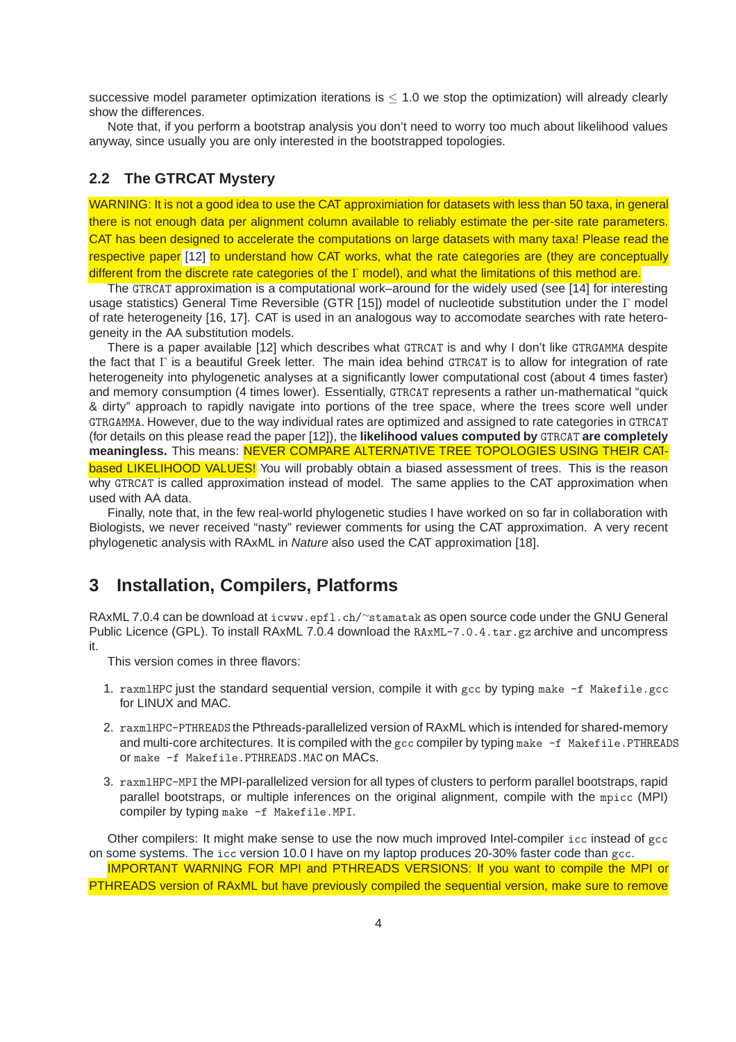successive model parameter optimization iterations is $\leq 1.0$ we stop the optimization) will already clearly show the differences.

Note that, if you perform a bootstrap analysis you don't need to worry too much about likelihood values anyway, since usually you are only interested in the bootstrapped topologies.

### 2.2 The GTRCAT Mystery

WARNING: It is not a good idea to use the CAT approximiation for datasets with less than 50 taxa, in general there is not enough data per alignment column available to reliably estimate the per-site rate parameters. CAT has been designed to accelerate the computations on large datasets with many taxa! Please read the respective paper [12] to understand how CAT works, what the rate categories are (they are conceptually different from the discrete rate categories of the $\Gamma$ model), and what the limitations of this method are.

The `GTRCAT` approximation is a computational work–around for the widely used (see [14] for interesting usage statistics) General Time Reversible (GTR [15]) model of nucleotide substitution under the $\Gamma$ model of rate heterogeneity [16, 17]. CAT is used in an analogous way to accomodate searches with rate heterogeneity in the AA substitution models.

There is a paper available [12] which describes what `GTRCAT` is and why I don't like `GTRGAMMA` despite the fact that $\Gamma$ is a beautiful Greek letter. The main idea behind `GTRCAT` is to allow for integration of rate heterogeneity into phylogenetic analyses at a significantly lower computational cost (about 4 times faster) and memory consumption (4 times lower). Essentially, `GTRCAT` represents a rather un-mathematical "quick & dirty" approach to rapidly navigate into portions of the tree space, where the trees score well under `GTRGAMMA`. However, due to the way individual rates are optimized and assigned to rate categories in `GTRCAT` (for details on this please read the paper [12]), the **likelihood values computed by `GTRCAT` are completely meaningless.** This means: NEVER COMPARE ALTERNATIVE TREE TOPOLOGIES USING THEIR CAT-based LIKELIHOOD VALUES! You will probably obtain a biased assessment of trees. This is the reason why `GTRCAT` is called approximation instead of model. The same applies to the CAT approximation when used with AA data.

Finally, note that, in the few real-world phylogenetic studies I have worked on so far in collaboration with Biologists, we never received "nasty" reviewer comments for using the CAT approximation. A very recent phylogenetic analysis with RAxML in *Nature* also used the CAT approximation [18].

## 3 Installation, Compilers, Platforms

RAxML 7.0.4 can be download at `icwww.epfl.ch/~stamatak` as open source code under the GNU General Public Licence (GPL). To install RAxML 7.0.4 download the `RAxML-7.0.4.tar.gz` archive and uncompress it.

This version comes in three flavors:

1. `raxmlHPC` just the standard sequential version, compile it with `gcc` by typing `make -f Makefile.gcc` for LINUX and MAC.
2. `raxmlHPC-PTHREADS` the Pthreads-parallelized version of RAxML which is intended for shared-memory and multi-core architectures. It is compiled with the `gcc` compiler by typing `make -f Makefile.PTHREADS` or `make -f Makefile.PTHREADS.MAC` on MACs.
3. `raxmlHPC-MPI` the MPI-parallelized version for all types of clusters to perform parallel bootstraps, rapid parallel bootstraps, or multiple inferences on the original alignment, compile with the `mpicc` (MPI) compiler by typing `make -f Makefile.MPI`.

Other compilers: It might make sense to use the now much improved Intel-compiler `icc` instead of `gcc` on some systems. The `icc` version 10.0 I have on my laptop produces 20-30% faster code than `gcc`.

IMPORTANT WARNING FOR MPI and PTHREADS VERSIONS: If you want to compile the MPI or PTHREADS version of RAxML but have previously compiled the sequential version, make sure to remove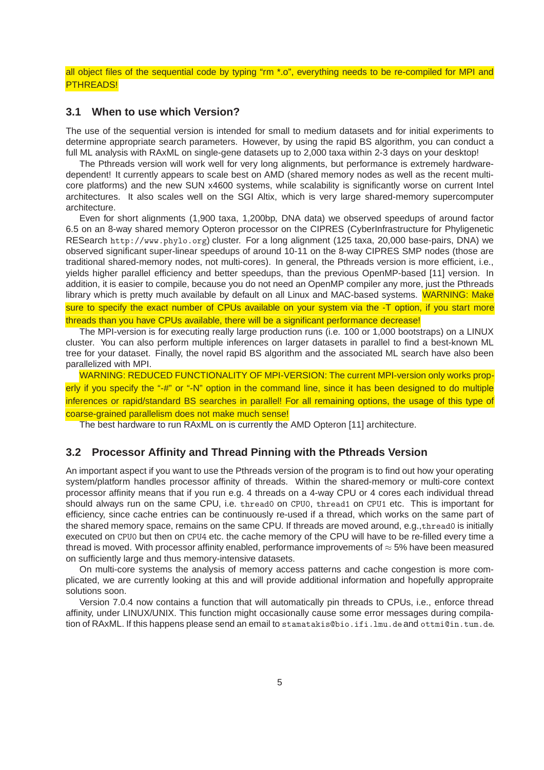all object files of the sequential code by typing "rm *.o", everything needs to be re-compiled for MPI and PTHREADS!

## 3.1 When to use which Version?

The use of the sequential version is intended for small to medium datasets and for initial experiments to determine appropriate search parameters. However, by using the rapid BS algorithm, you can conduct a full ML analysis with RAxML on single-gene datasets up to 2,000 taxa within 2-3 days on your desktop!

The Pthreads version will work well for very long alignments, but performance is extremely hardware-dependent! It currently appears to scale best on AMD (shared memory nodes as well as the recent multi-core platforms) and the new SUN x4600 systems, while scalability is significantly worse on current Intel architectures. It also scales well on the SGI Altix, which is very large shared-memory supercomputer architecture.

Even for short alignments (1,900 taxa, 1,200bp, DNA data) we observed speedups of around factor 6.5 on an 8-way shared memory Opteron processor on the CIPRES (CyberInfrastructure for Phyligenetic RESearch `http://www.phylo.org`) cluster. For a long alignment (125 taxa, 20,000 base-pairs, DNA) we observed significant super-linear speedups of around 10-11 on the 8-way CIPRES SMP nodes (those are traditional shared-memory nodes, not multi-cores). In general, the Pthreads version is more efficient, i.e., yields higher parallel efficiency and better speedups, than the previous OpenMP-based [11] version. In addition, it is easier to compile, because you do not need an OpenMP compiler any more, just the Pthreads library which is pretty much available by default on all Linux and MAC-based systems. WARNING: Make sure to specify the exact number of CPUs available on your system via the -T option, if you start more threads than you have CPUs available, there will be a significant performance decrease!

The MPI-version is for executing really large production runs (i.e. 100 or 1,000 bootstraps) on a LINUX cluster. You can also perform multiple inferences on larger datasets in parallel to find a best-known ML tree for your dataset. Finally, the novel rapid BS algorithm and the associated ML search have also been parallelized with MPI.

WARNING: REDUCED FUNCTIONALITY OF MPI-VERSION: The current MPI-version only works properly if you specify the "-#" or "-N" option in the command line, since it has been designed to do multiple inferences or rapid/standard BS searches in parallel! For all remaining options, the usage of this type of coarse-grained parallelism does not make much sense!

The best hardware to run RAxML on is currently the AMD Opteron [11] architecture.

## 3.2 Processor Affinity and Thread Pinning with the Pthreads Version

An important aspect if you want to use the Pthreads version of the program is to find out how your operating system/platform handles processor affinity of threads. Within the shared-memory or multi-core context processor affinity means that if you run e.g. 4 threads on a 4-way CPU or 4 cores each individual thread should always run on the same CPU, i.e. `thread0` on `CPU0`, `thread1` on `CPU1` etc. This is important for efficiency, since cache entries can be continuously re-used if a thread, which works on the same part of the shared memory space, remains on the same CPU. If threads are moved around, e.g.,`thread0` is initially executed on `CPU0` but then on `CPU4` etc. the cache memory of the CPU will have to be re-filled every time a thread is moved. With processor affinity enabled, performance improvements of $\approx$ 5% have been measured on sufficiently large and thus memory-intensive datasets.

On multi-core systems the analysis of memory access patterns and cache congestion is more complicated, we are currently looking at this and will provide additional information and hopefully appropraite solutions soon.

Version 7.0.4 now contains a function that will automatically pin threads to CPUs, i.e., enforce thread affinity, under LINUX/UNIX. This function might occasionally cause some error messages during compilation of RAxML. If this happens please send an email to `stamatakis@bio.ifi.lmu.de` and `ottmi@in.tum.de`.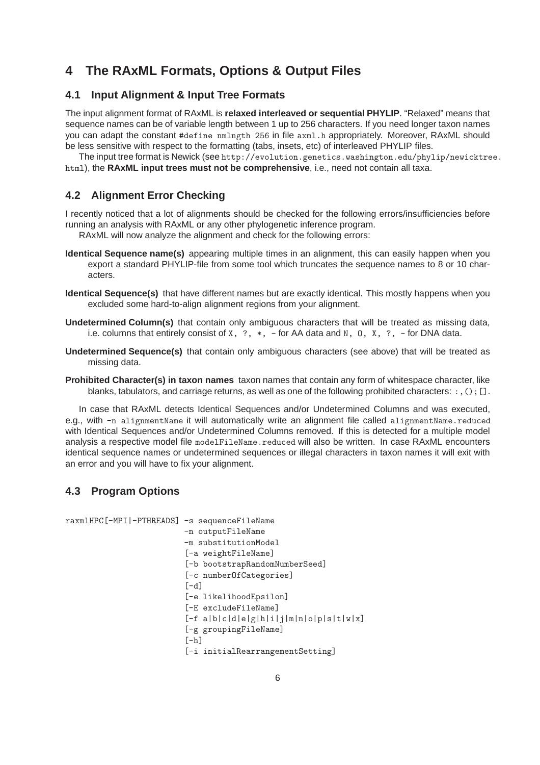# 4 The RAxML Formats, Options & Output Files

## 4.1 Input Alignment & Input Tree Formats

The input alignment format of RAxML is **relaxed interleaved or sequential PHYLIP**. "Relaxed" means that sequence names can be of variable length between 1 up to 256 characters. If you need longer taxon names you can adapt the constant `#define nmlngth 256` in file `axml.h` appropriately. Moreover, RAxML should be less sensitive with respect to the formatting (tabs, insets, etc) of interleaved PHYLIP files.

The input tree format is Newick (see `http://evolution.genetics.washington.edu/phylip/newicktree.html`), the **RAxML input trees must not be comprehensive**, i.e., need not contain all taxa.

## 4.2 Alignment Error Checking

I recently noticed that a lot of alignments should be checked for the following errors/insufficiencies before running an analysis with RAxML or any other phylogenetic inference program.

RAxML will now analyze the alignment and check for the following errors:

**Identical Sequence name(s)** appearing multiple times in an alignment, this can easily happen when you export a standard PHYLIP-file from some tool which truncates the sequence names to 8 or 10 characters.

**Identical Sequence(s)** that have different names but are exactly identical. This mostly happens when you excluded some hard-to-align alignment regions from your alignment.

**Undetermined Column(s)** that contain only ambiguous characters that will be treated as missing data, i.e. columns that entirely consist of `X`, `?`, `*`, `-` for AA data and `N`, `O`, `X`, `?`, `-` for DNA data.

**Undetermined Sequence(s)** that contain only ambiguous characters (see above) that will be treated as missing data.

**Prohibited Character(s) in taxon names** taxon names that contain any form of whitespace character, like blanks, tabulators, and carriage returns, as well as one of the following prohibited characters: `:,();[]`.

In case that RAxML detects Identical Sequences and/or Undetermined Columns and was executed, e.g., with `-n alignmentName` it will automatically write an alignment file called `alignmentName.reduced` with Identical Sequences and/or Undetermined Columns removed. If this is detected for a multiple model analysis a respective model file `modelFileName.reduced` will also be written. In case RAxML encounters identical sequence names or undetermined sequences or illegal characters in taxon names it will exit with an error and you will have to fix your alignment.

## 4.3 Program Options

```
raxmlHPC[-MPI|-PTHREADS] -s sequenceFileName
                         -n outputFileName
                         -m substitutionModel
                         [-a weightFileName]
                         [-b bootstrapRandomNumberSeed]
                         [-c numberOfCategories]
                         [-d]
                         [-e likelihoodEpsilon]
                         [-E excludeFileName]
                         [-f a|b|c|d|e|g|h|i|j|m|n|o|p|s|t|w|x]
                         [-g groupingFileName]
                         [-h]
                         [-i initialRearrangementSetting]
```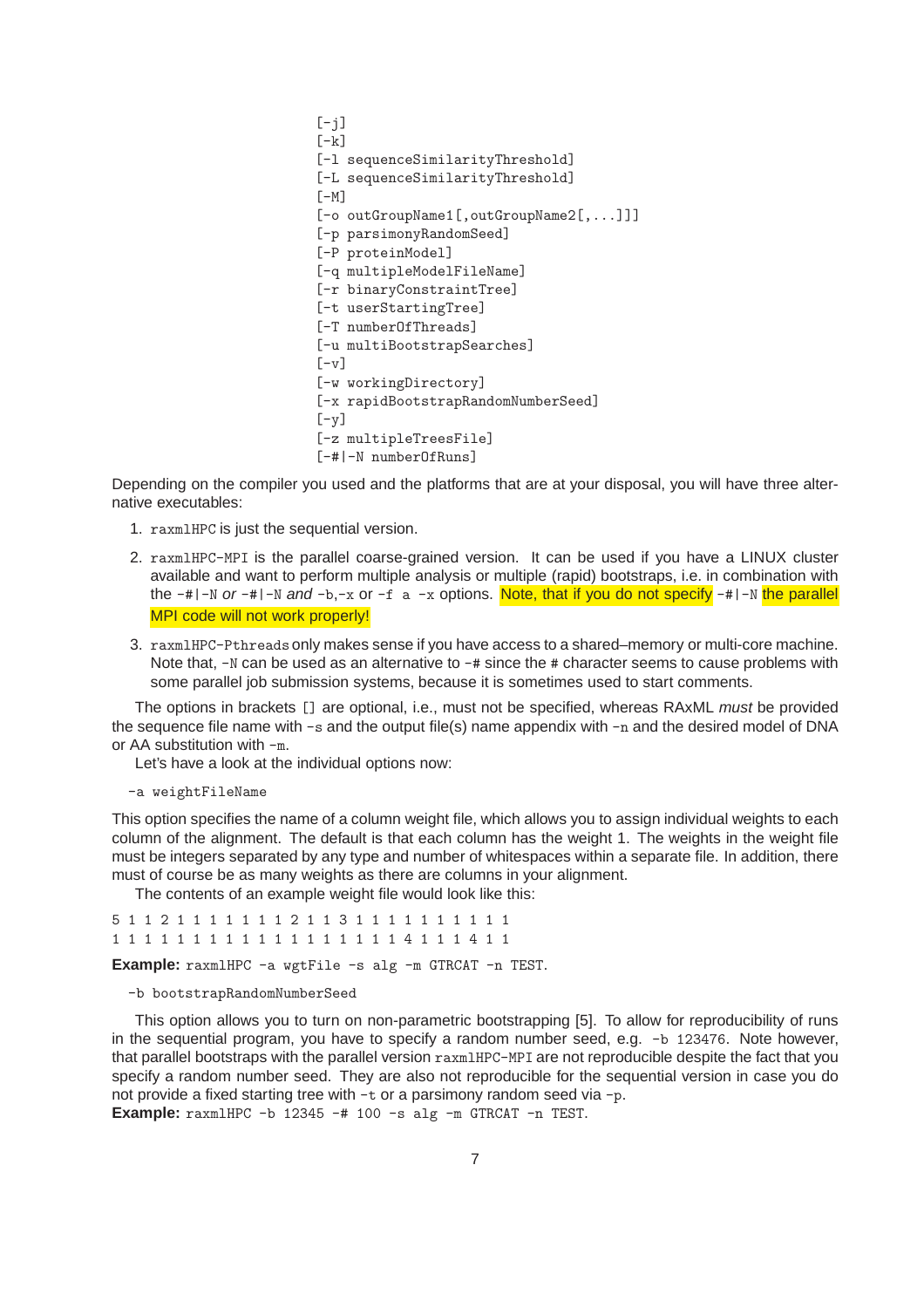```
[-j]
[-k]
[-l sequenceSimilarityThreshold]
[-L sequenceSimilarityThreshold]
[-M]
[-o outGroupName1[,outGroupName2[,...]]]
[-p parsimonyRandomSeed]
[-P proteinModel]
[-q multipleModelFileName]
[-r binaryConstraintTree]
[-t userStartingTree]
[-T numberOfThreads]
[-u multiBootstrapSearches]
[-v]
[-w workingDirectory]
[-x rapidBootstrapRandomNumberSeed]
[-y]
[-z multipleTreesFile]
[-#|-N numberOfRuns]
```

Depending on the compiler you used and the platforms that are at your disposal, you will have three alternative executables:

1. `raxmlHPC` is just the sequential version.
2. `raxmlHPC-MPI` is the parallel coarse-grained version. It can be used if you have a LINUX cluster available and want to perform multiple analysis or multiple (rapid) bootstraps, i.e. in combination with the `-#|-N` *or* `-#|-N` *and* `-b`,`-x` or `-f a -x` options. Note, that if you do not specify `-#|-N` the parallel MPI code will not work properly!
3. `raxmlHPC-Pthreads` only makes sense if you have access to a shared–memory or multi-core machine. Note that, `-N` can be used as an alternative to `-#` since the `#` character seems to cause problems with some parallel job submission systems, because it is sometimes used to start comments.

The options in brackets `[]` are optional, i.e., must not be specified, whereas RAxML *must* be provided the sequence file name with `-s` and the output file(s) name appendix with `-n` and the desired model of DNA or AA substitution with `-m`.

Let's have a look at the individual options now:

`-a weightFileName`

This option specifies the name of a column weight file, which allows you to assign individual weights to each column of the alignment. The default is that each column has the weight 1. The weights in the weight file must be integers separated by any type and number of whitespaces within a separate file. In addition, there must of course be as many weights as there are columns in your alignment.

The contents of an example weight file would look like this:

```
5 1 1 2 1 1 1 1 1 1 1 2 1 1 3 1 1 1 1 1 1 1 1 1 1
1 1 1 1 1 1 1 1 1 1 1 1 1 1 1 1 1 1 4 1 1 1 4 1 1
```

**Example:** `raxmlHPC -a wgtFile -s alg -m GTRCAT -n TEST`.

`-b bootstrapRandomNumberSeed`

This option allows you to turn on non-parametric bootstrapping [5]. To allow for reproducibility of runs in the sequential program, you have to specify a random number seed, e.g. `-b 123476`. Note however, that parallel bootstraps with the parallel version `raxmlHPC-MPI` are not reproducible despite the fact that you specify a random number seed. They are also not reproducible for the sequential version in case you do not provide a fixed starting tree with `-t` or a parsimony random seed via `-p`.

**Example:** `raxmlHPC -b 12345 -# 100 -s alg -m GTRCAT -n TEST`.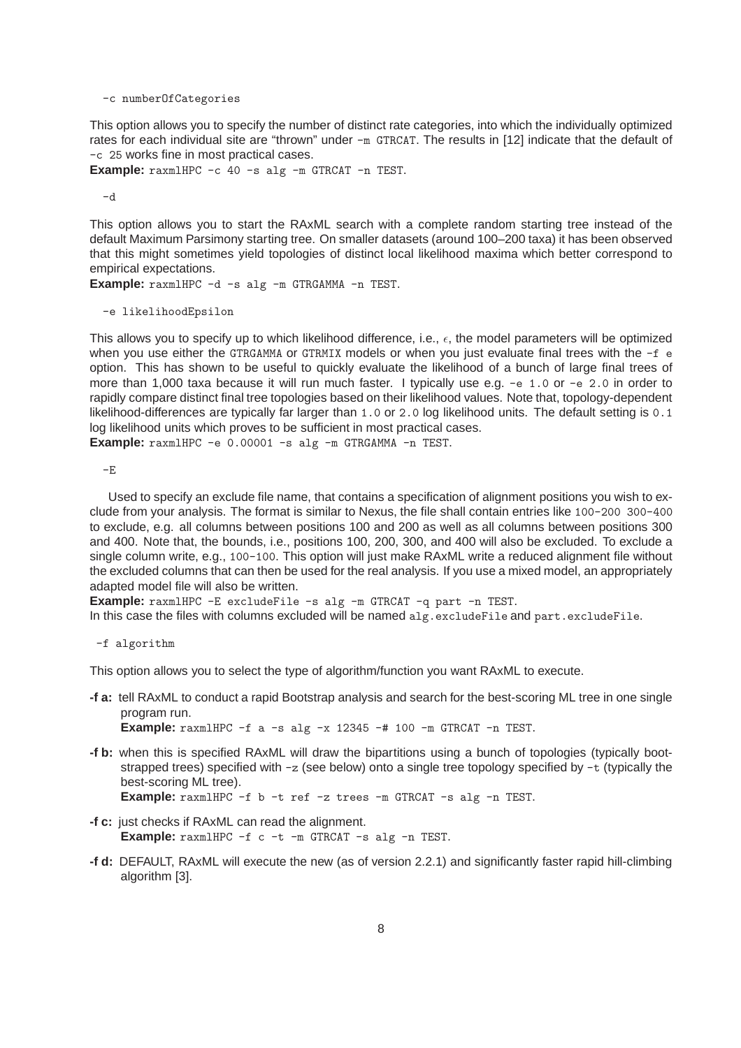```
-c numberOfCategories
```

This option allows you to specify the number of distinct rate categories, into which the individually optimized rates for each individual site are "thrown" under `-m GTRCAT`. The results in [12] indicate that the default of `-c 25` works fine in most practical cases.
**Example:** `raxmlHPC -c 40 -s alg -m GTRCAT -n TEST`.

```
-d
```

This option allows you to start the RAxML search with a complete random starting tree instead of the default Maximum Parsimony starting tree. On smaller datasets (around 100–200 taxa) it has been observed that this might sometimes yield topologies of distinct local likelihood maxima which better correspond to empirical expectations.
**Example:** `raxmlHPC -d -s alg -m GTRGAMMA -n TEST`.

```
-e likelihoodEpsilon
```

This allows you to specify up to which likelihood difference, i.e., $\epsilon$, the model parameters will be optimized when you use either the `GTRGAMMA` or `GTRMIX` models or when you just evaluate final trees with the `-f e` option. This has shown to be useful to quickly evaluate the likelihood of a bunch of large final trees of more than 1,000 taxa because it will run much faster. I typically use e.g. `-e 1.0` or `-e 2.0` in order to rapidly compare distinct final tree topologies based on their likelihood values. Note that, topology-dependent likelihood-differences are typically far larger than `1.0` or `2.0` log likelihood units. The default setting is `0.1` log likelihood units which proves to be sufficient in most practical cases.
**Example:** `raxmlHPC -e 0.00001 -s alg -m GTRGAMMA -n TEST`.

```
-E
```

Used to specify an exclude file name, that contains a specification of alignment positions you wish to exclude from your analysis. The format is similar to Nexus, the file shall contain entries like `100-200 300-400` to exclude, e.g. all columns between positions 100 and 200 as well as all columns between positions 300 and 400. Note that, the bounds, i.e., positions 100, 200, 300, and 400 will also be excluded. To exclude a single column write, e.g., `100-100`. This option will just make RAxML write a reduced alignment file without the excluded columns that can then be used for the real analysis. If you use a mixed model, an appropriately adapted model file will also be written.
**Example:** `raxmlHPC -E excludeFile -s alg -m GTRCAT -q part -n TEST`.
In this case the files with columns excluded will be named `alg.excludeFile` and `part.excludeFile`.

```
-f algorithm
```

This option allows you to select the type of algorithm/function you want RAxML to execute.

- **-f a:** tell RAxML to conduct a rapid Bootstrap analysis and search for the best-scoring ML tree in one single program run.
  **Example:** `raxmlHPC -f a -s alg -x 12345 -# 100 -m GTRCAT -n TEST`.
- **-f b:** when this is specified RAxML will draw the bipartitions using a bunch of topologies (typically bootstrapped trees) specified with `-z` (see below) onto a single tree topology specified by `-t` (typically the best-scoring ML tree).
  **Example:** `raxmlHPC -f b -t ref -z trees -m GTRCAT -s alg -n TEST`.
- **-f c:** just checks if RAxML can read the alignment.
  **Example:** `raxmlHPC -f c -t -m GTRCAT -s alg -n TEST`.
- **-f d:** DEFAULT, RAxML will execute the new (as of version 2.2.1) and significantly faster rapid hill-climbing algorithm [3].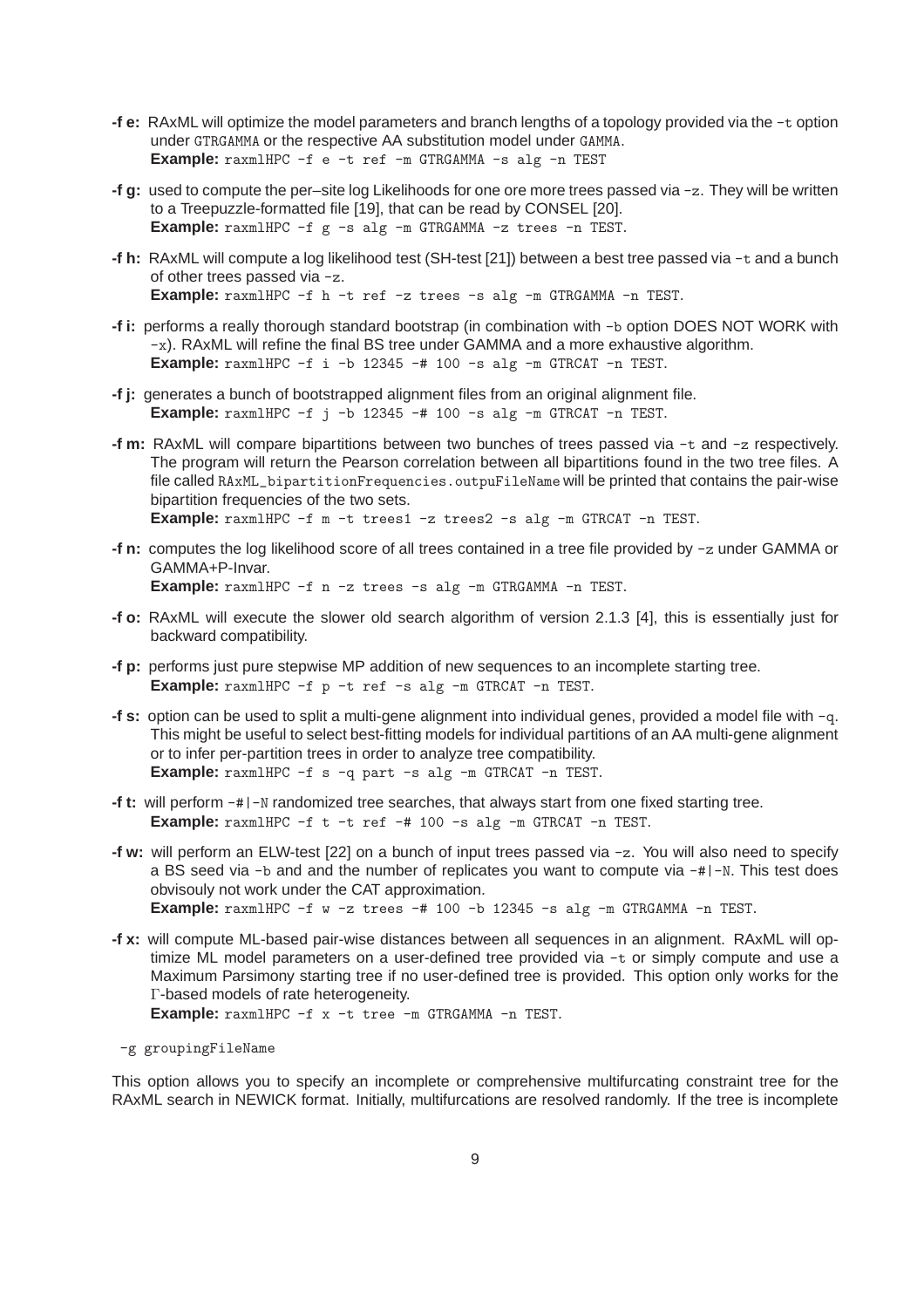- **-f e:** RAxML will optimize the model parameters and branch lengths of a topology provided via the `-t` option under `GTRGAMMA` or the respective AA substitution model under `GAMMA`.
  **Example:** `raxmlHPC -f e -t ref -m GTRGAMMA -s alg -n TEST`

- **-f g:** used to compute the per–site log Likelihoods for one ore more trees passed via `-z`. They will be written to a Treepuzzle-formatted file [19], that can be read by CONSEL [20].
  **Example:** `raxmlHPC -f g -s alg -m GTRGAMMA -z trees -n TEST`.

- **-f h:** RAxML will compute a log likelihood test (SH-test [21]) between a best tree passed via `-t` and a bunch of other trees passed via `-z`.
  **Example:** `raxmlHPC -f h -t ref -z trees -s alg -m GTRGAMMA -n TEST`.

- **-f i:** performs a really thorough standard bootstrap (in combination with `-b` option DOES NOT WORK with `-x`). RAxML will refine the final BS tree under GAMMA and a more exhaustive algorithm.
  **Example:** `raxmlHPC -f i -b 12345 -# 100 -s alg -m GTRCAT -n TEST`.

- **-f j:** generates a bunch of bootstrapped alignment files from an original alignment file.
  **Example:** `raxmlHPC -f j -b 12345 -# 100 -s alg -m GTRCAT -n TEST`.

- **-f m:** RAxML will compare bipartitions between two bunches of trees passed via `-t` and `-z` respectively. The program will return the Pearson correlation between all bipartitions found in the two tree files. A file called `RAxML_bipartitionFrequencies.outpuFileName` will be printed that contains the pair-wise bipartition frequencies of the two sets.
  **Example:** `raxmlHPC -f m -t trees1 -z trees2 -s alg -m GTRCAT -n TEST`.

- **-f n:** computes the log likelihood score of all trees contained in a tree file provided by `-z` under GAMMA or GAMMA+P-Invar.
  **Example:** `raxmlHPC -f n -z trees -s alg -m GTRGAMMA -n TEST`.

- **-f o:** RAxML will execute the slower old search algorithm of version 2.1.3 [4], this is essentially just for backward compatibility.

- **-f p:** performs just pure stepwise MP addition of new sequences to an incomplete starting tree.
  **Example:** `raxmlHPC -f p -t ref -s alg -m GTRCAT -n TEST`.

- **-f s:** option can be used to split a multi-gene alignment into individual genes, provided a model file with `-q`. This might be useful to select best-fitting models for individual partitions of an AA multi-gene alignment or to infer per-partition trees in order to analyze tree compatibility.
  **Example:** `raxmlHPC -f s -q part -s alg -m GTRCAT -n TEST`.

- **-f t:** will perform `-#|-N` randomized tree searches, that always start from one fixed starting tree.
  **Example:** `raxmlHPC -f t -t ref -# 100 -s alg -m GTRCAT -n TEST`.

- **-f w:** will perform an ELW-test [22] on a bunch of input trees passed via `-z`. You will also need to specify a BS seed via `-b` and and the number of replicates you want to compute via `-#|-N`. This test does obvisouly not work under the CAT approximation.
  **Example:** `raxmlHPC -f w -z trees -# 100 -b 12345 -s alg -m GTRGAMMA -n TEST`.

- **-f x:** will compute ML-based pair-wise distances between all sequences in an alignment. RAxML will optimize ML model parameters on a user-defined tree provided via `-t` or simply compute and use a Maximum Parsimony starting tree if no user-defined tree is provided. This option only works for the $\Gamma$-based models of rate heterogeneity.
  **Example:** `raxmlHPC -f x -t tree -m GTRGAMMA -n TEST`.

```
-g groupingFileName
```

This option allows you to specify an incomplete or comprehensive multifurcating constraint tree for the RAxML search in NEWICK format. Initially, multifurcations are resolved randomly. If the tree is incomplete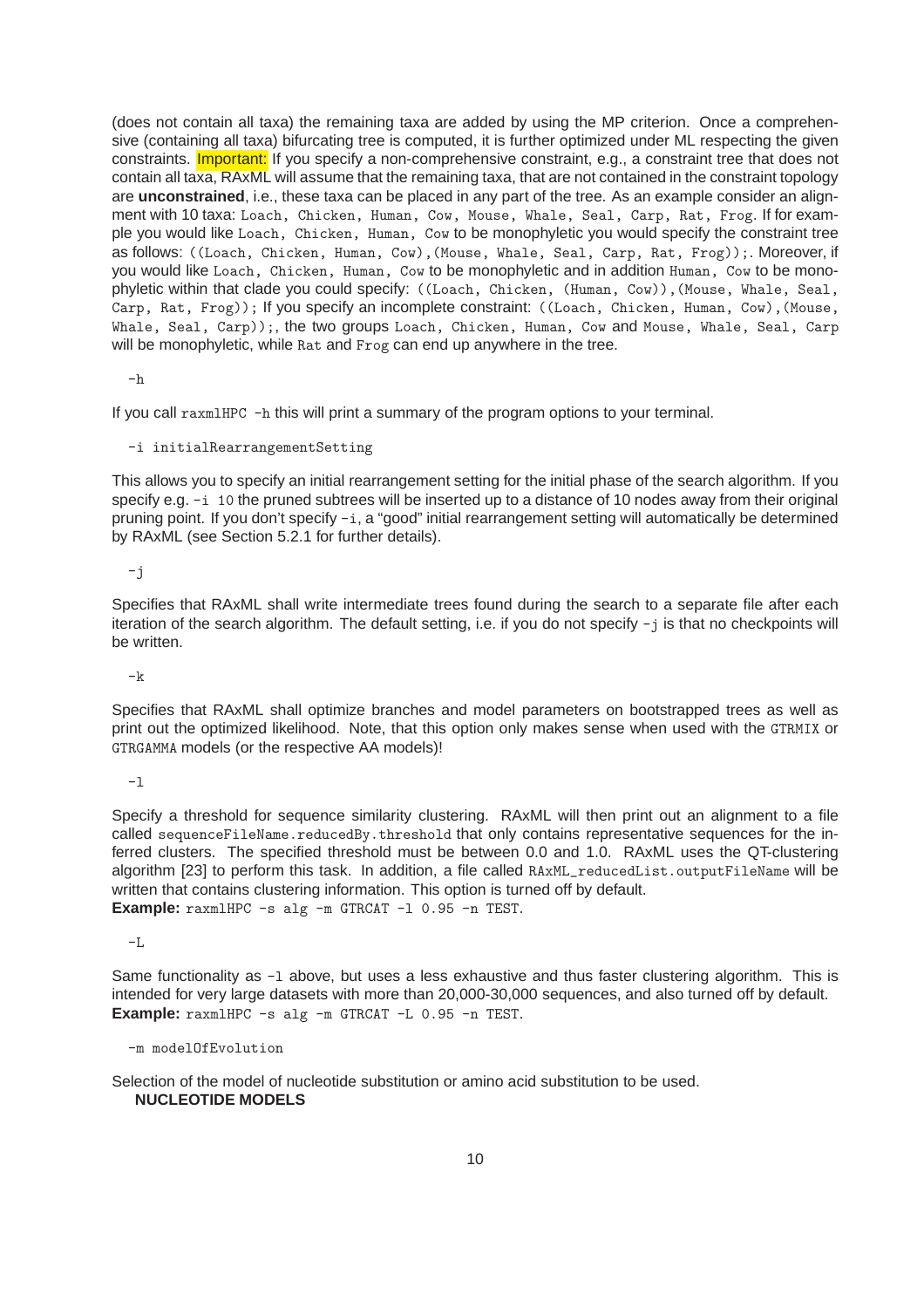(does not contain all taxa) the remaining taxa are added by using the MP criterion. Once a comprehensive (containing all taxa) bifurcating tree is computed, it is further optimized under ML respecting the given constraints. Important: If you specify a non-comprehensive constraint, e.g., a constraint tree that does not contain all taxa, RAxML will assume that the remaining taxa, that are not contained in the constraint topology are **unconstrained**, i.e., these taxa can be placed in any part of the tree. As an example consider an alignment with 10 taxa: `Loach, Chicken, Human, Cow, Mouse, Whale, Seal, Carp, Rat, Frog`. If for example you would like `Loach, Chicken, Human, Cow` to be monophyletic you would specify the constraint tree as follows: `((Loach, Chicken, Human, Cow),(Mouse, Whale, Seal, Carp, Rat, Frog));`. Moreover, if you would like `Loach, Chicken, Human, Cow` to be monophyletic and in addition `Human, Cow` to be monophyletic within that clade you could specify: `((Loach, Chicken, (Human, Cow)),(Mouse, Whale, Seal, Carp, Rat, Frog));` If you specify an incomplete constraint: `((Loach, Chicken, Human, Cow),(Mouse, Whale, Seal, Carp));`, the two groups `Loach, Chicken, Human, Cow` and `Mouse, Whale, Seal, Carp` will be monophyletic, while `Rat` and `Frog` can end up anywhere in the tree.

```
-h
```

If you call `raxmlHPC -h` this will print a summary of the program options to your terminal.

```
-i initialRearrangementSetting
```

This allows you to specify an initial rearrangement setting for the initial phase of the search algorithm. If you specify e.g. `-i 10` the pruned subtrees will be inserted up to a distance of 10 nodes away from their original pruning point. If you don't specify `-i`, a "good" initial rearrangement setting will automatically be determined by RAxML (see Section 5.2.1 for further details).

```
-j
```

Specifies that RAxML shall write intermediate trees found during the search to a separate file after each iteration of the search algorithm. The default setting, i.e. if you do not specify `-j` is that no checkpoints will be written.

```
-k
```

Specifies that RAxML shall optimize branches and model parameters on bootstrapped trees as well as print out the optimized likelihood. Note, that this option only makes sense when used with the `GTRMIX` or `GTRGAMMA` models (or the respective AA models)!

```
-l
```

Specify a threshold for sequence similarity clustering. RAxML will then print out an alignment to a file called `sequenceFileName.reducedBy.threshold` that only contains representative sequences for the inferred clusters. The specified threshold must be between 0.0 and 1.0. RAxML uses the QT-clustering algorithm [23] to perform this task. In addition, a file called `RAxML_reducedList.outputFileName` will be written that contains clustering information. This option is turned off by default.
**Example:** `raxmlHPC -s alg -m GTRCAT -l 0.95 -n TEST`.

```
-L
```

Same functionality as `-l` above, but uses a less exhaustive and thus faster clustering algorithm. This is intended for very large datasets with more than 20,000-30,000 sequences, and also turned off by default.
**Example:** `raxmlHPC -s alg -m GTRCAT -L 0.95 -n TEST`.

```
-m modelOfEvolution
```

Selection of the model of nucleotide substitution or amino acid substitution to be used.

**NUCLEOTIDE MODELS**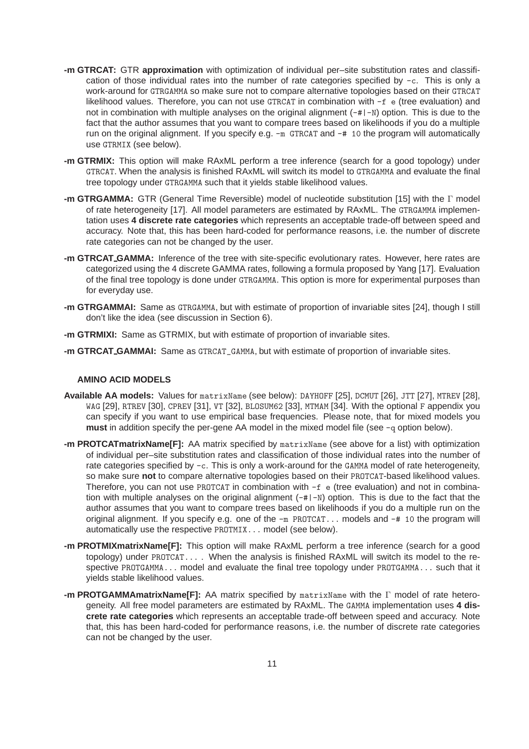**-m GTRCAT:** GTR **approximation** with optimization of individual per–site substitution rates and classification of those individual rates into the number of rate categories specified by `-c`. This is only a work-around for `GTRGAMMA` so make sure not to compare alternative topologies based on their `GTRCAT` likelihood values. Therefore, you can not use `GTRCAT` in combination with `-f e` (tree evaluation) and not in combination with multiple analyses on the original alignment (`-#|-N`) option. This is due to the fact that the author assumes that you want to compare trees based on likelihoods if you do a multiple run on the original alignment. If you specify e.g. `-m GTRCAT` and `-# 10` the program will automatically use `GTRMIX` (see below).

**-m GTRMIX:** This option will make RAxML perform a tree inference (search for a good topology) under `GTRCAT`. When the analysis is finished RAxML will switch its model to `GTRGAMMA` and evaluate the final tree topology under `GTRGAMMA` such that it yields stable likelihood values.

**-m GTRGAMMA:** GTR (General Time Reversible) model of nucleotide substitution [15] with the $\Gamma$ model of rate heterogeneity [17]. All model parameters are estimated by RAxML. The `GTRGAMMA` implementation uses **4 discrete rate categories** which represents an acceptable trade-off between speed and accuracy. Note that, this has been hard-coded for performance reasons, i.e. the number of discrete rate categories can not be changed by the user.

**-m GTRCAT_GAMMA:** Inference of the tree with site-specific evolutionary rates. However, here rates are categorized using the 4 discrete GAMMA rates, following a formula proposed by Yang [17]. Evaluation of the final tree topology is done under `GTRGAMMA`. This option is more for experimental purposes than for everyday use.

**-m GTRGAMMAI:** Same as `GTRGAMMA`, but with estimate of proportion of invariable sites [24], though I still don't like the idea (see discussion in Section 6).

**-m GTRMIXI:** Same as GTRMIX, but with estimate of proportion of invariable sites.

**-m GTRCAT_GAMMAI:** Same as `GTRCAT_GAMMA`, but with estimate of proportion of invariable sites.

#### AMINO ACID MODELS

**Available AA models:** Values for `matrixName` (see below): `DAYHOFF` [25], `DCMUT` [26], `JTT` [27], `MTREV` [28], `WAG` [29], `RTREV` [30], `CPREV` [31], `VT` [32], `BLOSUM62` [33], `MTMAM` [34]. With the optional `F` appendix you can specify if you want to use empirical base frequencies. Please note, that for mixed models you **must** in addition specify the per-gene AA model in the mixed model file (see `-q` option below).

**-m PROTCATmatrixName[F]:** AA matrix specified by `matrixName` (see above for a list) with optimization of individual per–site substitution rates and classification of those individual rates into the number of rate categories specified by `-c`. This is only a work-around for the `GAMMA` model of rate heterogeneity, so make sure **not** to compare alternative topologies based on their `PROTCAT`-based likelihood values. Therefore, you can not use `PROTCAT` in combination with `-f e` (tree evaluation) and not in combination with multiple analyses on the original alignment (`-#|-N`) option. This is due to the fact that the author assumes that you want to compare trees based on likelihoods if you do a multiple run on the original alignment. If you specify e.g. one of the `-m PROTCAT...` models and `-# 10` the program will automatically use the respective `PROTMIX...` model (see below).

**-m PROTMIXmatrixName[F]:** This option will make RAxML perform a tree inference (search for a good topology) under `PROTCAT...`. When the analysis is finished RAxML will switch its model to the respective `PROTGAMMA...` model and evaluate the final tree topology under `PROTGAMMA...` such that it yields stable likelihood values.

**-m PROTGAMMAmatrixName[F]:** AA matrix specified by `matrixName` with the $\Gamma$ model of rate heterogeneity. All free model parameters are estimated by RAxML. The `GAMMA` implementation uses **4 discrete rate categories** which represents an acceptable trade-off between speed and accuracy. Note that, this has been hard-coded for performance reasons, i.e. the number of discrete rate categories can not be changed by the user.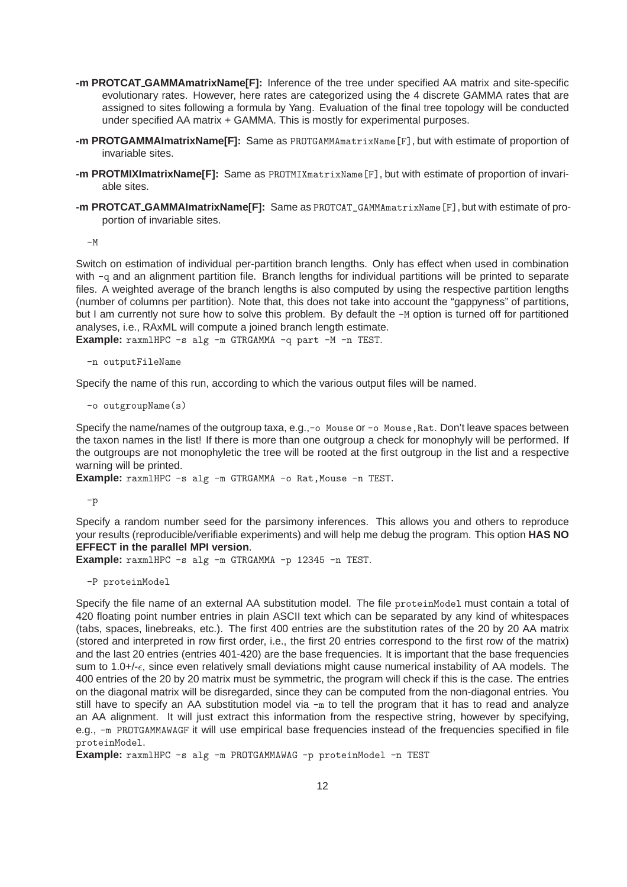**-m PROTCAT_GAMMAmatrixName[F]:** Inference of the tree under specified AA matrix and site-specific evolutionary rates. However, here rates are categorized using the 4 discrete GAMMA rates that are assigned to sites following a formula by Yang. Evaluation of the final tree topology will be conducted under specified AA matrix + GAMMA. This is mostly for experimental purposes.

**-m PROTGAMMAImatrixName[F]:** Same as `PROTGAMMAmatrixName[F]`, but with estimate of proportion of invariable sites.

**-m PROTMIXImatrixName[F]:** Same as `PROTMIXmatrixName[F]`, but with estimate of proportion of invariable sites.

**-m PROTCAT_GAMMAImatrixName[F]:** Same as `PROTCAT_GAMMAmatrixName[F]`, but with estimate of proportion of invariable sites.

```
-M
```

Switch on estimation of individual per-partition branch lengths. Only has effect when used in combination with `-q` and an alignment partition file. Branch lengths for individual partitions will be printed to separate files. A weighted average of the branch lengths is also computed by using the respective partition lengths (number of columns per partition). Note that, this does not take into account the "gappyness" of partitions, but I am currently not sure how to solve this problem. By default the `-M` option is turned off for partitioned analyses, i.e., RAxML will compute a joined branch length estimate.
**Example:** `raxmlHPC -s alg -m GTRGAMMA -q part -M -n TEST`.

```
-n outputFileName
```

Specify the name of this run, according to which the various output files will be named.

```
-o outgroupName(s)
```

Specify the name/names of the outgroup taxa, e.g.,`-o Mouse` or `-o Mouse,Rat`. Don't leave spaces between the taxon names in the list! If there is more than one outgroup a check for monophyly will be performed. If the outgroups are not monophyletic the tree will be rooted at the first outgroup in the list and a respective warning will be printed.
**Example:** `raxmlHPC -s alg -m GTRGAMMA -o Rat,Mouse -n TEST`.

```
-p
```

Specify a random number seed for the parsimony inferences. This allows you and others to reproduce your results (reproducible/verifiable experiments) and will help me debug the program. This option **HAS NO EFFECT in the parallel MPI version**.
**Example:** `raxmlHPC -s alg -m GTRGAMMA -p 12345 -n TEST`.

```
-P proteinModel
```

Specify the file name of an external AA substitution model. The file `proteinModel` must contain a total of 420 floating point number entries in plain ASCII text which can be separated by any kind of whitespaces (tabs, spaces, linebreaks, etc.). The first 400 entries are the substitution rates of the 20 by 20 AA matrix (stored and interpreted in row first order, i.e., the first 20 entries correspond to the first row of the matrix) and the last 20 entries (entries 401-420) are the base frequencies. It is important that the base frequencies sum to 1.0+/-$\epsilon$, since even relatively small deviations might cause numerical instability of AA models. The 400 entries of the 20 by 20 matrix must be symmetric, the program will check if this is the case. The entries on the diagonal matrix will be disregarded, since they can be computed from the non-diagonal entries. You still have to specify an AA substitution model via `-m` to tell the program that it has to read and analyze an AA alignment. It will just extract this information from the respective string, however by specifying, e.g., `-m PROTGAMMAWAGF` it will use empirical base frequencies instead of the frequencies specified in file `proteinModel`.
**Example:** `raxmlHPC -s alg -m PROTGAMMAWAG -p proteinModel -n TEST`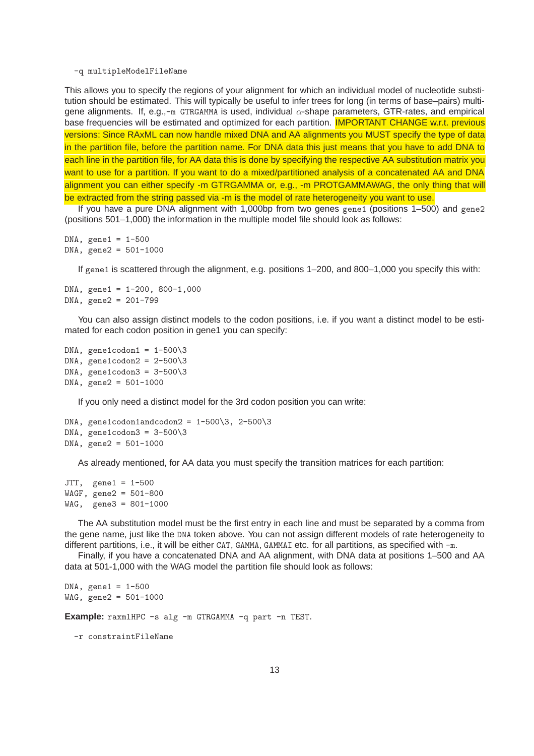```
-q multipleModelFileName
```

This allows you to specify the regions of your alignment for which an individual model of nucleotide substitution should be estimated. This will typically be useful to infer trees for long (in terms of base–pairs) multi-gene alignments. If, e.g.,`-m GTRGAMMA` is used, individual $\alpha$-shape parameters, GTR-rates, and empirical base frequencies will be estimated and optimized for each partition. IMPORTANT CHANGE w.r.t. previous versions: Since RAxML can now handle mixed DNA and AA alignments you MUST specify the type of data in the partition file, before the partition name. For DNA data this just means that you have to add DNA to each line in the partition file, for AA data this is done by specifying the respective AA substitution matrix you want to use for a partition. If you want to do a mixed/partitioned analysis of a concatenated AA and DNA alignment you can either specify -m GTRGAMMA or, e.g., -m PROTGAMMAWAG, the only thing that will be extracted from the string passed via -m is the model of rate heterogeneity you want to use.

If you have a pure DNA alignment with 1,000bp from two genes `gene1` (positions 1–500) and `gene2` (positions 501–1,000) the information in the multiple model file should look as follows:

```
DNA, gene1 = 1-500
DNA, gene2 = 501-1000
```

If `gene1` is scattered through the alignment, e.g. positions 1–200, and 800–1,000 you specify this with:

```
DNA, gene1 = 1-200, 800-1,000
DNA, gene2 = 201-799
```

You can also assign distinct models to the codon positions, i.e. if you want a distinct model to be estimated for each codon position in gene1 you can specify:

```
DNA, gene1codon1 = 1-500\3
DNA, gene1codon2 = 2-500\3
DNA, gene1codon3 = 3-500\3
DNA, gene2 = 501-1000
```

If you only need a distinct model for the 3rd codon position you can write:

```
DNA, gene1codon1andcodon2 = 1-500\3, 2-500\3
DNA, gene1codon3 = 3-500\3
DNA, gene2 = 501-1000
```

As already mentioned, for AA data you must specify the transition matrices for each partition:

```
JTT,  gene1 = 1-500
WAGF, gene2 = 501-800
WAG,  gene3 = 801-1000
```

The AA substitution model must be the first entry in each line and must be separated by a comma from the gene name, just like the `DNA` token above. You can not assign different models of rate heterogeneity to different partitions, i.e., it will be either `CAT`, `GAMMA`, `GAMMAI` etc. for all partitions, as specified with `-m`.

Finally, if you have a concatenated DNA and AA alignment, with DNA data at positions 1–500 and AA data at 501-1,000 with the WAG model the partition file should look as follows:

```
DNA, gene1 = 1-500
WAG, gene2 = 501-1000
```

**Example:** `raxmlHPC -s alg -m GTRGAMMA -q part -n TEST.`

```
-r constraintFileName
```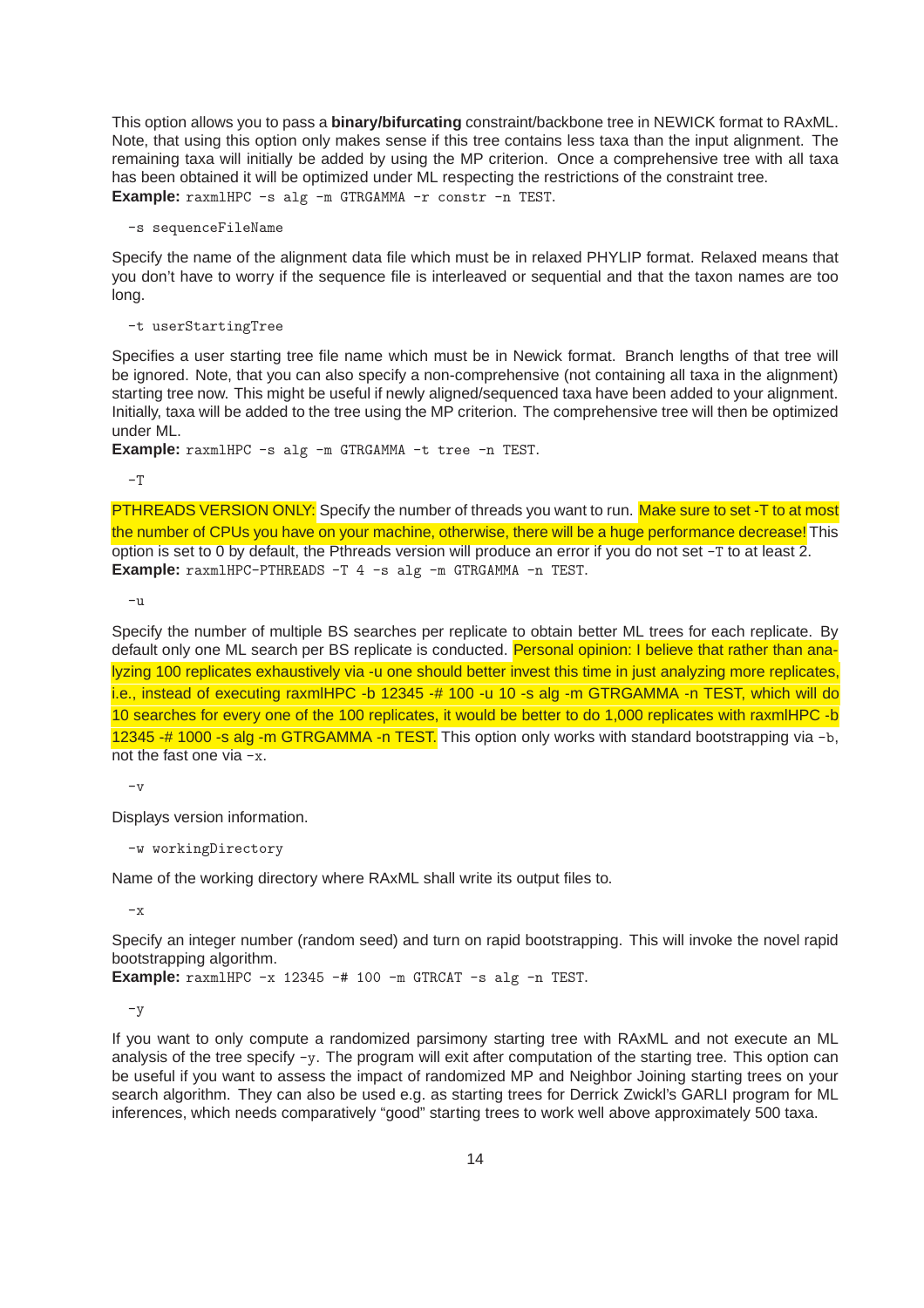This option allows you to pass a **binary/bifurcating** constraint/backbone tree in NEWICK format to RAxML. Note, that using this option only makes sense if this tree contains less taxa than the input alignment. The remaining taxa will initially be added by using the MP criterion. Once a comprehensive tree with all taxa has been obtained it will be optimized under ML respecting the restrictions of the constraint tree.
**Example:** `raxmlHPC -s alg -m GTRGAMMA -r constr -n TEST`.

```
-s sequenceFileName
```

Specify the name of the alignment data file which must be in relaxed PHYLIP format. Relaxed means that you don't have to worry if the sequence file is interleaved or sequential and that the taxon names are too long.

```
-t userStartingTree
```

Specifies a user starting tree file name which must be in Newick format. Branch lengths of that tree will be ignored. Note, that you can also specify a non-comprehensive (not containing all taxa in the alignment) starting tree now. This might be useful if newly aligned/sequenced taxa have been added to your alignment. Initially, taxa will be added to the tree using the MP criterion. The comprehensive tree will then be optimized under ML.
**Example:** `raxmlHPC -s alg -m GTRGAMMA -t tree -n TEST`.

```
-T
```

PTHREADS VERSION ONLY: Specify the number of threads you want to run. Make sure to set -T to at most the number of CPUs you have on your machine, otherwise, there will be a huge performance decrease! This option is set to 0 by default, the Pthreads version will produce an error if you do not set `-T` to at least 2.
**Example:** `raxmlHPC-PTHREADS -T 4 -s alg -m GTRGAMMA -n TEST`.

```
-u
```

Specify the number of multiple BS searches per replicate to obtain better ML trees for each replicate. By default only one ML search per BS replicate is conducted. Personal opinion: I believe that rather than analyzing 100 replicates exhaustively via -u one should better invest this time in just analyzing more replicates, i.e., instead of executing raxmlHPC -b 12345 -# 100 -u 10 -s alg -m GTRGAMMA -n TEST, which will do 10 searches for every one of the 100 replicates, it would be better to do 1,000 replicates with raxmlHPC -b 12345 -# 1000 -s alg -m GTRGAMMA -n TEST. This option only works with standard bootstrapping via `-b`, not the fast one via `-x`.

```
-v
```

Displays version information.

```
-w workingDirectory
```

Name of the working directory where RAxML shall write its output files to.

```
-x
```

Specify an integer number (random seed) and turn on rapid bootstrapping. This will invoke the novel rapid bootstrapping algorithm.
**Example:** `raxmlHPC -x 12345 -# 100 -m GTRCAT -s alg -n TEST`.

```
-y
```

If you want to only compute a randomized parsimony starting tree with RAxML and not execute an ML analysis of the tree specify `-y`. The program will exit after computation of the starting tree. This option can be useful if you want to assess the impact of randomized MP and Neighbor Joining starting trees on your search algorithm. They can also be used e.g. as starting trees for Derrick Zwickl's GARLI program for ML inferences, which needs comparatively "good" starting trees to work well above approximately 500 taxa.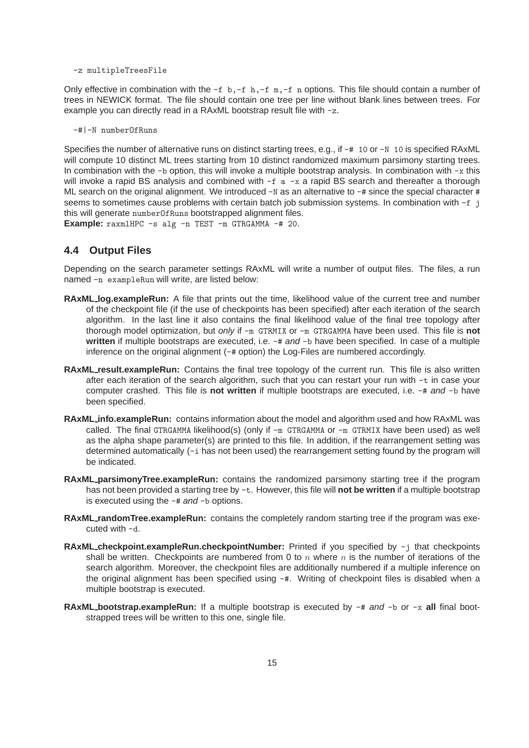```
-z multipleTreesFile
```

Only effective in combination with the `-f b`,`-f h`,`-f m`,`-f n` options. This file should contain a number of trees in NEWICK format. The file should contain one tree per line without blank lines between trees. For example you can directly read in a RAxML bootstrap result file with `-z`.

```
-#|-N numberOfRuns
```

Specifies the number of alternative runs on distinct starting trees, e.g., if `-# 10` or `-N 10` is specified RAxML will compute 10 distinct ML trees starting from 10 distinct randomized maximum parsimony starting trees. In combination with the `-b` option, this will invoke a multiple bootstrap analysis. In combination with `-x` this will invoke a rapid BS analysis and combined with `-f a -x` a rapid BS search and thereafter a thorough ML search on the original alignment. We introduced `-N` as an alternative to `-#` since the special character `#` seems to sometimes cause problems with certain batch job submission systems. In combination with `-f j` this will generate `numberOfRuns` bootstrapped alignment files.
**Example:** `raxmlHPC -s alg -n TEST -m GTRGAMMA -# 20`.

## 4.4 Output Files

Depending on the search parameter settings RAxML will write a number of output files. The files, a run named `-n exampleRun` will write, are listed below:

**RAxML_log.exampleRun:** A file that prints out the time, likelihood value of the current tree and number of the checkpoint file (if the use of checkpoints has been specified) after each iteration of the search algorithm. In the last line it also contains the final likelihood value of the final tree topology after thorough model optimization, but *only* if `-m GTRMIX` or `-m GTRGAMMA` have been used. This file is **not written** if multiple bootstraps are executed, i.e. `-#` *and* `-b` have been specified. In case of a multiple inference on the original alignment (`-#` option) the Log-Files are numbered accordingly.

**RAxML_result.exampleRun:** Contains the final tree topology of the current run. This file is also written after each iteration of the search algorithm, such that you can restart your run with `-t` in case your computer crashed. This file is **not written** if multiple bootstraps are executed, i.e. `-#` *and* `-b` have been specified.

**RAxML_info.exampleRun:** contains information about the model and algorithm used and how RAxML was called. The final `GTRGAMMA` likelihood(s) (only if `-m GTRGAMMA` or `-m GTRMIX` have been used) as well as the alpha shape parameter(s) are printed to this file. In addition, if the rearrangement setting was determined automatically (`-i` has not been used) the rearrangement setting found by the program will be indicated.

**RAxML_parsimonyTree.exampleRun:** contains the randomized parsimony starting tree if the program has not been provided a starting tree by `-t`. However, this file will **not be written** if a multiple bootstrap is executed using the `-#` *and* `-b` options.

**RAxML_randomTree.exampleRun:** contains the completely random starting tree if the program was executed with `-d`.

**RAxML_checkpoint.exampleRun.checkpointNumber:** Printed if you specified by `-j` that checkpoints shall be written. Checkpoints are numbered from 0 to $n$ where $n$ is the number of iterations of the search algorithm. Moreover, the checkpoint files are additionally numbered if a multiple inference on the original alignment has been specified using `-#`. Writing of checkpoint files is disabled when a multiple bootstrap is executed.

**RAxML_bootstrap.exampleRun:** If a multiple bootstrap is executed by `-#` *and* `-b` or `-x` **all** final bootstrapped trees will be written to this one, single file.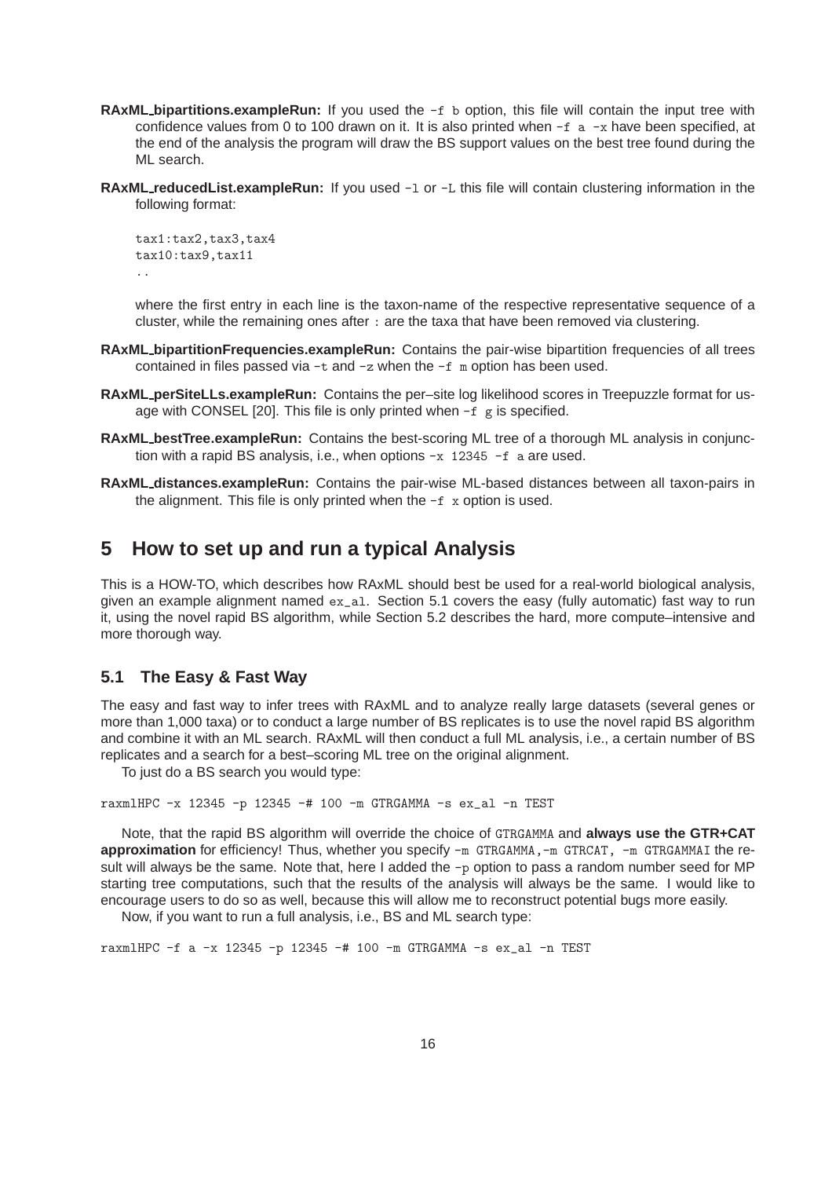**RAxML_bipartitions.exampleRun:** If you used the `-f b` option, this file will contain the input tree with confidence values from 0 to 100 drawn on it. It is also printed when `-f a -x` have been specified, at the end of the analysis the program will draw the BS support values on the best tree found during the ML search.

**RAxML_reducedList.exampleRun:** If you used `-l` or `-L` this file will contain clustering information in the following format:

```
tax1:tax2,tax3,tax4
tax10:tax9,tax11
..
```

where the first entry in each line is the taxon-name of the respective representative sequence of a cluster, while the remaining ones after `:` are the taxa that have been removed via clustering.

**RAxML_bipartitionFrequencies.exampleRun:** Contains the pair-wise bipartition frequencies of all trees contained in files passed via `-t` and `-z` when the `-f m` option has been used.

**RAxML_perSiteLLs.exampleRun:** Contains the per–site log likelihood scores in Treepuzzle format for usage with CONSEL [20]. This file is only printed when `-f g` is specified.

**RAxML_bestTree.exampleRun:** Contains the best-scoring ML tree of a thorough ML analysis in conjunction with a rapid BS analysis, i.e., when options `-x 12345 -f a` are used.

**RAxML_distances.exampleRun:** Contains the pair-wise ML-based distances between all taxon-pairs in the alignment. This file is only printed when the `-f x` option is used.

# 5 How to set up and run a typical Analysis

This is a HOW-TO, which describes how RAxML should best be used for a real-world biological analysis, given an example alignment named `ex_al`. Section 5.1 covers the easy (fully automatic) fast way to run it, using the novel rapid BS algorithm, while Section 5.2 describes the hard, more compute–intensive and more thorough way.

## 5.1 The Easy & Fast Way

The easy and fast way to infer trees with RAxML and to analyze really large datasets (several genes or more than 1,000 taxa) or to conduct a large number of BS replicates is to use the novel rapid BS algorithm and combine it with an ML search. RAxML will then conduct a full ML analysis, i.e., a certain number of BS replicates and a search for a best–scoring ML tree on the original alignment.

To just do a BS search you would type:

```
raxmlHPC -x 12345 -p 12345 -# 100 -m GTRGAMMA -s ex_al -n TEST
```

Note, that the rapid BS algorithm will override the choice of `GTRGAMMA` and **always use the GTR+CAT approximation** for efficiency! Thus, whether you specify `-m GTRGAMMA`,`-m GTRCAT`, `-m GTRGAMMAI` the result will always be the same. Note that, here I added the `-p` option to pass a random number seed for MP starting tree computations, such that the results of the analysis will always be the same. I would like to encourage users to do so as well, because this will allow me to reconstruct potential bugs more easily.

Now, if you want to run a full analysis, i.e., BS and ML search type:

```
raxmlHPC -f a -x 12345 -p 12345 -# 100 -m GTRGAMMA -s ex_al -n TEST
```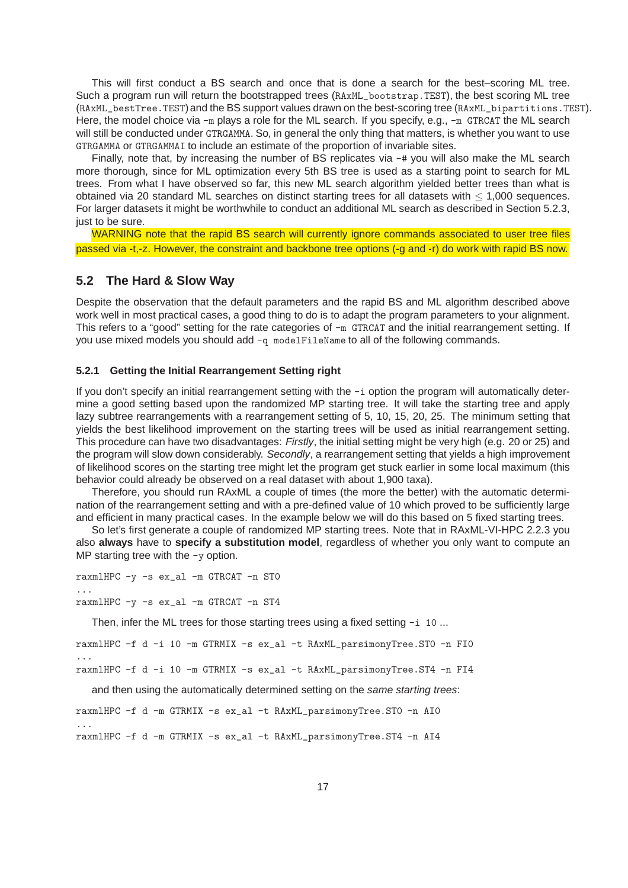This will first conduct a BS search and once that is done a search for the best–scoring ML tree. Such a program run will return the bootstrapped trees (`RAxML_bootstrap.TEST`), the best scoring ML tree (`RAxML_bestTree.TEST`) and the BS support values drawn on the best-scoring tree (`RAxML_bipartitions.TEST`). Here, the model choice via `-m` plays a role for the ML search. If you specify, e.g., `-m GTRCAT` the ML search will still be conducted under `GTRGAMMA`. So, in general the only thing that matters, is whether you want to use `GTRGAMMA` or `GTRGAMMAI` to include an estimate of the proportion of invariable sites.

Finally, note that, by increasing the number of BS replicates via `-#` you will also make the ML search more thorough, since for ML optimization every 5th BS tree is used as a starting point to search for ML trees. From what I have observed so far, this new ML search algorithm yielded better trees than what is obtained via 20 standard ML searches on distinct starting trees for all datasets with $\leq$ 1,000 sequences. For larger datasets it might be worthwhile to conduct an additional ML search as described in Section 5.2.3, just to be sure.

WARNING note that the rapid BS search will currently ignore commands associated to user tree files passed via -t,-z. However, the constraint and backbone tree options (-g and -r) do work with rapid BS now.

## 5.2 The Hard & Slow Way

Despite the observation that the default parameters and the rapid BS and ML algorithm described above work well in most practical cases, a good thing to do is to adapt the program parameters to your alignment. This refers to a "good" setting for the rate categories of `-m GTRCAT` and the initial rearrangement setting. If you use mixed models you should add `-q modelFileName` to all of the following commands.

### 5.2.1 Getting the Initial Rearrangement Setting right

If you don't specify an initial rearrangement setting with the `-i` option the program will automatically determine a good setting based upon the randomized MP starting tree. It will take the starting tree and apply lazy subtree rearrangements with a rearrangement setting of 5, 10, 15, 20, 25. The minimum setting that yields the best likelihood improvement on the starting trees will be used as initial rearrangement setting. This procedure can have two disadvantages: *Firstly*, the initial setting might be very high (e.g. 20 or 25) and the program will slow down considerably. *Secondly*, a rearrangement setting that yields a high improvement of likelihood scores on the starting tree might let the program get stuck earlier in some local maximum (this behavior could already be observed on a real dataset with about 1,900 taxa).

Therefore, you should run RAxML a couple of times (the more the better) with the automatic determination of the rearrangement setting and with a pre-defined value of 10 which proved to be sufficiently large and efficient in many practical cases. In the example below we will do this based on 5 fixed starting trees.

So let's first generate a couple of randomized MP starting trees. Note that in RAxML-VI-HPC 2.2.3 you also **always** have to **specify a substitution model**, regardless of whether you only want to compute an MP starting tree with the `-y` option.

```
raxmlHPC -y -s ex_al -m GTRCAT -n ST0
...
raxmlHPC -y -s ex_al -m GTRCAT -n ST4
```

Then, infer the ML trees for those starting trees using a fixed setting `-i 10` ...

```
raxmlHPC -f d -i 10 -m GTRMIX -s ex_al -t RAxML_parsimonyTree.ST0 -n FI0
...
raxmlHPC -f d -i 10 -m GTRMIX -s ex_al -t RAxML_parsimonyTree.ST4 -n FI4
```

and then using the automatically determined setting on the *same starting trees*:

```
raxmlHPC -f d -m GTRMIX -s ex_al -t RAxML_parsimonyTree.ST0 -n AI0
...
raxmlHPC -f d -m GTRMIX -s ex_al -t RAxML_parsimonyTree.ST4 -n AI4
```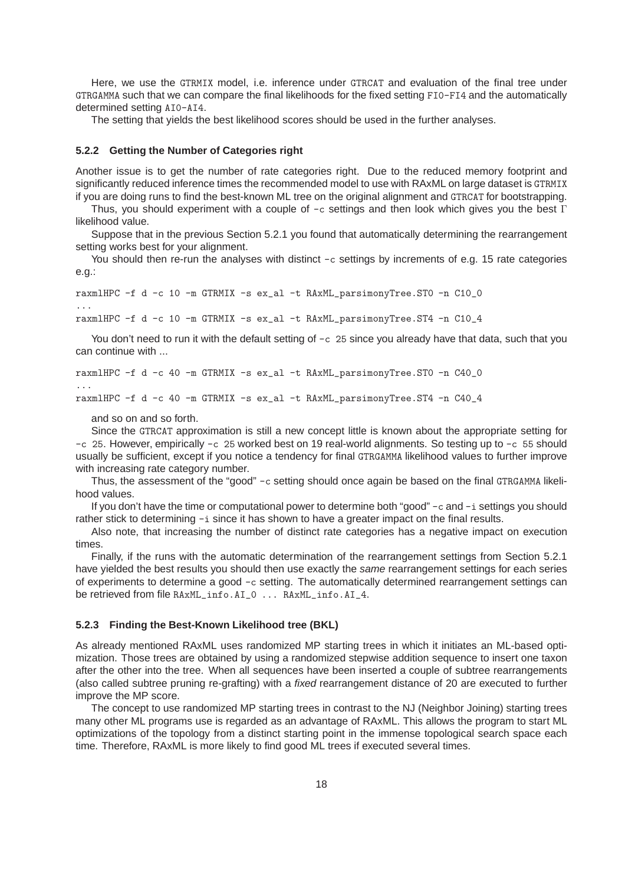Here, we use the GTRMIX model, i.e. inference under GTRCAT and evaluation of the final tree under GTRGAMMA such that we can compare the final likelihoods for the fixed setting FI0-FI4 and the automatically determined setting AI0-AI4.

The setting that yields the best likelihood scores should be used in the further analyses.

### 5.2.2 Getting the Number of Categories right

Another issue is to get the number of rate categories right. Due to the reduced memory footprint and significantly reduced inference times the recommended model to use with RAxML on large dataset is GTRMIX if you are doing runs to find the best-known ML tree on the original alignment and GTRCAT for bootstrapping.

Thus, you should experiment with a couple of -c settings and then look which gives you the best $\Gamma$ likelihood value.

Suppose that in the previous Section 5.2.1 you found that automatically determining the rearrangement setting works best for your alignment.

You should then re-run the analyses with distinct -c settings by increments of e.g. 15 rate categories e.g.:

```
raxmlHPC -f d -c 10 -m GTRMIX -s ex_al -t RAxML_parsimonyTree.ST0 -n C10_0
...
raxmlHPC -f d -c 10 -m GTRMIX -s ex_al -t RAxML_parsimonyTree.ST4 -n C10_4
```

You don't need to run it with the default setting of -c 25 since you already have that data, such that you can continue with ...

```
raxmlHPC -f d -c 40 -m GTRMIX -s ex_al -t RAxML_parsimonyTree.ST0 -n C40_0
...
raxmlHPC -f d -c 40 -m GTRMIX -s ex_al -t RAxML_parsimonyTree.ST4 -n C40_4
```

and so on and so forth.

Since the GTRCAT approximation is still a new concept little is known about the appropriate setting for -c 25. However, empirically -c 25 worked best on 19 real-world alignments. So testing up to -c 55 should usually be sufficient, except if you notice a tendency for final GTRGAMMA likelihood values to further improve with increasing rate category number.

Thus, the assessment of the "good" -c setting should once again be based on the final GTRGAMMA likelihood values.

If you don't have the time or computational power to determine both "good" -c and -i settings you should rather stick to determining -i since it has shown to have a greater impact on the final results.

Also note, that increasing the number of distinct rate categories has a negative impact on execution times.

Finally, if the runs with the automatic determination of the rearrangement settings from Section 5.2.1 have yielded the best results you should then use exactly the *same* rearrangement settings for each series of experiments to determine a good -c setting. The automatically determined rearrangement settings can be retrieved from file RAxML_info.AI_0 ... RAxML_info.AI_4.

### 5.2.3 Finding the Best-Known Likelihood tree (BKL)

As already mentioned RAxML uses randomized MP starting trees in which it initiates an ML-based optimization. Those trees are obtained by using a randomized stepwise addition sequence to insert one taxon after the other into the tree. When all sequences have been inserted a couple of subtree rearrangements (also called subtree pruning re-grafting) with a *fixed* rearrangement distance of 20 are executed to further improve the MP score.

The concept to use randomized MP starting trees in contrast to the NJ (Neighbor Joining) starting trees many other ML programs use is regarded as an advantage of RAxML. This allows the program to start ML optimizations of the topology from a distinct starting point in the immense topological search space each time. Therefore, RAxML is more likely to find good ML trees if executed several times.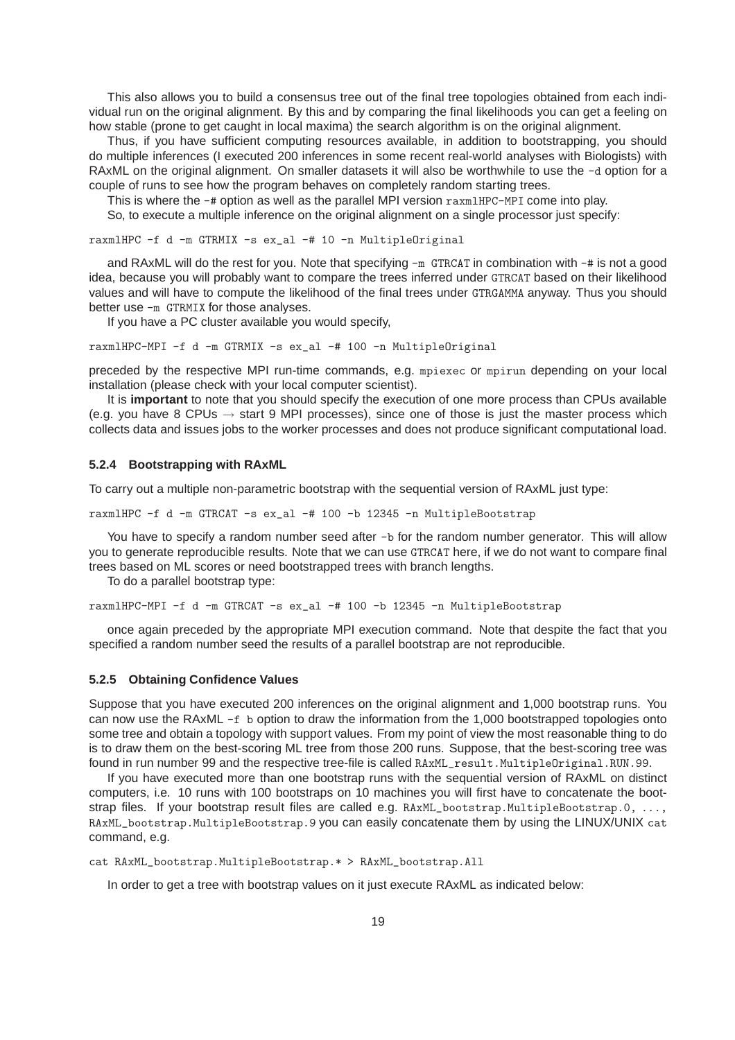This also allows you to build a consensus tree out of the final tree topologies obtained from each individual run on the original alignment. By this and by comparing the final likelihoods you can get a feeling on how stable (prone to get caught in local maxima) the search algorithm is on the original alignment.

Thus, if you have sufficient computing resources available, in addition to bootstrapping, you should do multiple inferences (I executed 200 inferences in some recent real-world analyses with Biologists) with RAxML on the original alignment. On smaller datasets it will also be worthwhile to use the `-d` option for a couple of runs to see how the program behaves on completely random starting trees.

This is where the `-#` option as well as the parallel MPI version `raxmlHPC-MPI` come into play.

So, to execute a multiple inference on the original alignment on a single processor just specify:

```
raxmlHPC -f d -m GTRMIX -s ex_al -# 10 -n MultipleOriginal
```

and RAxML will do the rest for you. Note that specifying `-m GTRCAT` in combination with `-#` is not a good idea, because you will probably want to compare the trees inferred under `GTRCAT` based on their likelihood values and will have to compute the likelihood of the final trees under `GTRGAMMA` anyway. Thus you should better use `-m GTRMIX` for those analyses.

If you have a PC cluster available you would specify,

```
raxmlHPC-MPI -f d -m GTRMIX -s ex_al -# 100 -n MultipleOriginal
```

preceded by the respective MPI run-time commands, e.g. `mpiexec` or `mpirun` depending on your local installation (please check with your local computer scientist).

It is **important** to note that you should specify the execution of one more process than CPUs available (e.g. you have 8 CPUs → start 9 MPI processes), since one of those is just the master process which collects data and issues jobs to the worker processes and does not produce significant computational load.

### 5.2.4 Bootstrapping with RAxML

To carry out a multiple non-parametric bootstrap with the sequential version of RAxML just type:

```
raxmlHPC -f d -m GTRCAT -s ex_al -# 100 -b 12345 -n MultipleBootstrap
```

You have to specify a random number seed after `-b` for the random number generator. This will allow you to generate reproducible results. Note that we can use `GTRCAT` here, if we do not want to compare final trees based on ML scores or need bootstrapped trees with branch lengths.

To do a parallel bootstrap type:

```
raxmlHPC-MPI -f d -m GTRCAT -s ex_al -# 100 -b 12345 -n MultipleBootstrap
```

once again preceded by the appropriate MPI execution command. Note that despite the fact that you specified a random number seed the results of a parallel bootstrap are not reproducible.

### 5.2.5 Obtaining Confidence Values

Suppose that you have executed 200 inferences on the original alignment and 1,000 bootstrap runs. You can now use the RAxML `-f b` option to draw the information from the 1,000 bootstrapped topologies onto some tree and obtain a topology with support values. From my point of view the most reasonable thing to do is to draw them on the best-scoring ML tree from those 200 runs. Suppose, that the best-scoring tree was found in run number 99 and the respective tree-file is called `RAxML_result.MultipleOriginal.RUN.99`.

If you have executed more than one bootstrap runs with the sequential version of RAxML on distinct computers, i.e. 10 runs with 100 bootstraps on 10 machines you will first have to concatenate the bootstrap files. If your bootstrap result files are called e.g. `RAxML_bootstrap.MultipleBootstrap.0, ..., RAxML_bootstrap.MultipleBootstrap.9` you can easily concatenate them by using the LINUX/UNIX `cat` command, e.g.

```
cat RAxML_bootstrap.MultipleBootstrap.* > RAxML_bootstrap.All
```

In order to get a tree with bootstrap values on it just execute RAxML as indicated below: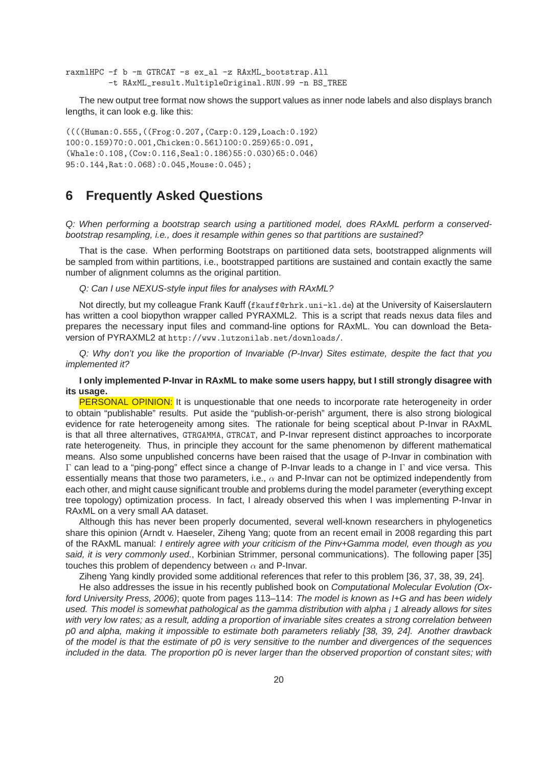```
raxmlHPC -f b -m GTRCAT -s ex_al -z RAxML_bootstrap.All
        -t RAxML_result.MultipleOriginal.RUN.99 -n BS_TREE
```

The new output tree format now shows the support values as inner node labels and also displays branch lengths, it can look e.g. like this:

```
((((Human:0.555,((Frog:0.207,(Carp:0.129,Loach:0.192)
100:0.159)70:0.001,Chicken:0.561)100:0.259)65:0.091,
(Whale:0.108,(Cow:0.116,Seal:0.186)55:0.030)65:0.046)
95:0.144,Rat:0.068):0.045,Mouse:0.045);
```

## 6 Frequently Asked Questions

*Q: When performing a bootstrap search using a partitioned model, does RAxML perform a conserved-bootstrap resampling, i.e., does it resample within genes so that partitions are sustained?*

That is the case. When performing Bootstraps on partitioned data sets, bootstrapped alignments will be sampled from within partitions, i.e., bootstrapped partitions are sustained and contain exactly the same number of alignment columns as the original partition.

*Q: Can I use NEXUS-style input files for analyses with RAxML?*

Not directly, but my colleague Frank Kauff (fkauff@rhrk.uni-kl.de) at the University of Kaiserslautern has written a cool biopython wrapper called PYRAXML2. This is a script that reads nexus data files and prepares the necessary input files and command-line options for RAxML. You can download the Beta-version of PYRAXML2 at http://www.lutzonilab.net/downloads/.

*Q: Why don't you like the proportion of Invariable (P-Invar) Sites estimate, despite the fact that you implemented it?*

**I only implemented P-Invar in RAxML to make some users happy, but I still strongly disagree with its usage.**

PERSONAL OPINION: It is unquestionable that one needs to incorporate rate heterogeneity in order to obtain "publishable" results. Put aside the "publish-or-perish" argument, there is also strong biological evidence for rate heterogeneity among sites. The rationale for being sceptical about P-Invar in RAxML is that all three alternatives, GTRGAMMA, GTRCAT, and P-Invar represent distinct approaches to incorporate rate heterogeneity. Thus, in principle they account for the same phenomenon by different mathematical means. Also some unpublished concerns have been raised that the usage of P-Invar in combination with $\Gamma$ can lead to a "ping-pong" effect since a change of P-Invar leads to a change in $\Gamma$ and vice versa. This essentially means that those two parameters, i.e., $\alpha$ and P-Invar can not be optimized independently from each other, and might cause significant trouble and problems during the model parameter (everything except tree topology) optimization process. In fact, I already observed this when I was implementing P-Invar in RAxML on a very small AA dataset.

Although this has never been properly documented, several well-known researchers in phylogenetics share this opinion (Arndt v. Haeseler, Ziheng Yang; quote from an recent email in 2008 regarding this part of the RAxML manual: *I entirely agree with your criticism of the Pinv+Gamma model, even though as you said, it is very commonly used.*, Korbinian Strimmer, personal communications). The following paper [35] touches this problem of dependency between $\alpha$ and P-Invar.

Ziheng Yang kindly provided some additional references that refer to this problem [36, 37, 38, 39, 24].

He also addresses the issue in his recently published book on *Computational Molecular Evolution (Oxford University Press, 2006)*; quote from pages 113–114: *The model is known as I+G and has been widely used. This model is somewhat pathological as the gamma distribution with alpha ¡ 1 already allows for sites with very low rates; as a result, adding a proportion of invariable sites creates a strong correlation between p0 and alpha, making it impossible to estimate both parameters reliably [38, 39, 24]. Another drawback of the model is that the estimate of p0 is very sensitive to the number and divergences of the sequences included in the data. The proportion p0 is never larger than the observed proportion of constant sites; with*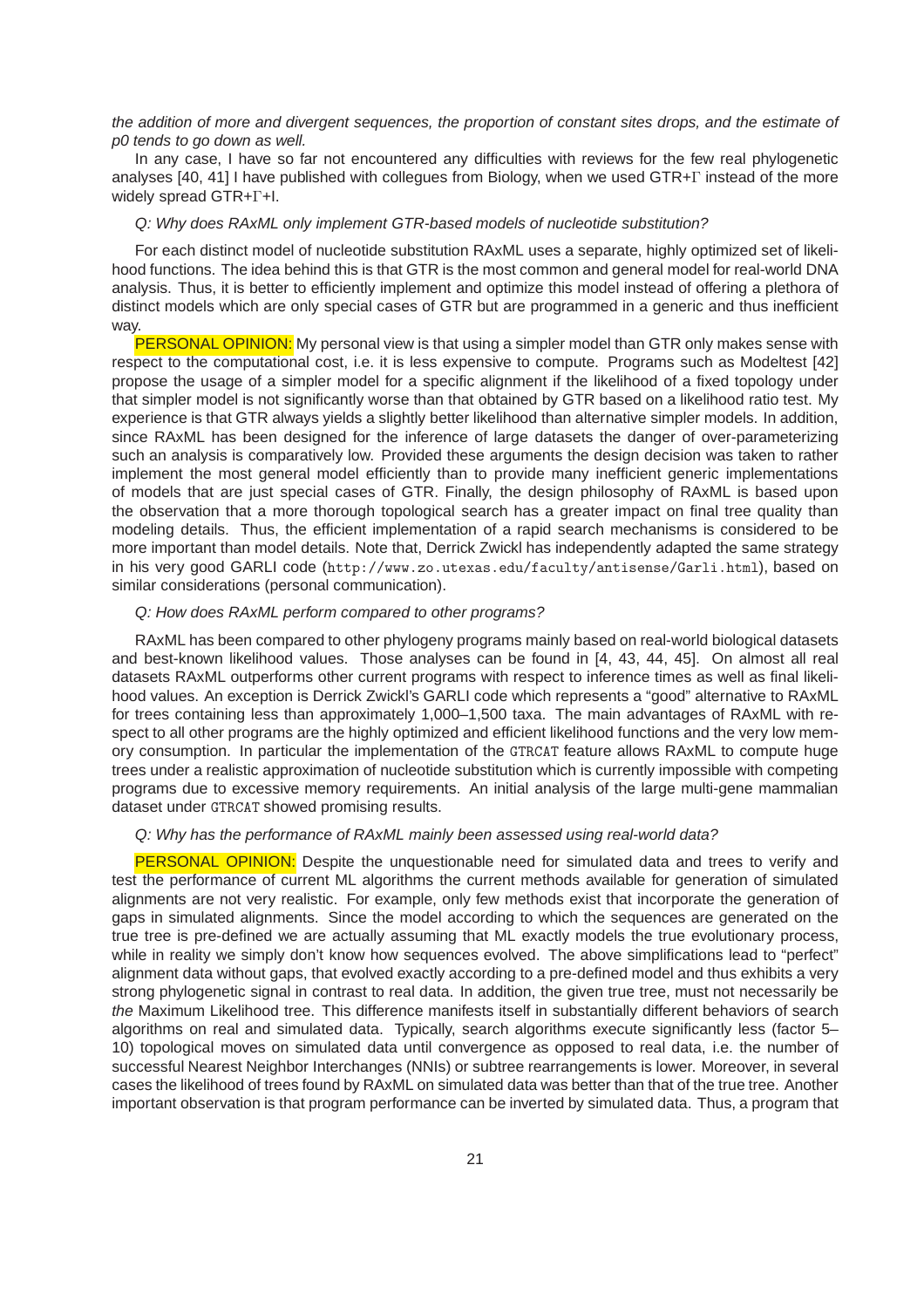*the addition of more and divergent sequences, the proportion of constant sites drops, and the estimate of p0 tends to go down as well.*

In any case, I have so far not encountered any difficulties with reviews for the few real phylogenetic analyses [40, 41] I have published with collegues from Biology, when we used GTR+$\Gamma$ instead of the more widely spread GTR+$\Gamma$+I.

*Q: Why does RAxML only implement GTR-based models of nucleotide substitution?*

For each distinct model of nucleotide substitution RAxML uses a separate, highly optimized set of likelihood functions. The idea behind this is that GTR is the most common and general model for real-world DNA analysis. Thus, it is better to efficiently implement and optimize this model instead of offering a plethora of distinct models which are only special cases of GTR but are programmed in a generic and thus inefficient way.

PERSONAL OPINION: My personal view is that using a simpler model than GTR only makes sense with respect to the computational cost, i.e. it is less expensive to compute. Programs such as Modeltest [42] propose the usage of a simpler model for a specific alignment if the likelihood of a fixed topology under that simpler model is not significantly worse than that obtained by GTR based on a likelihood ratio test. My experience is that GTR always yields a slightly better likelihood than alternative simpler models. In addition, since RAxML has been designed for the inference of large datasets the danger of over-parameterizing such an analysis is comparatively low. Provided these arguments the design decision was taken to rather implement the most general model efficiently than to provide many inefficient generic implementations of models that are just special cases of GTR. Finally, the design philosophy of RAxML is based upon the observation that a more thorough topological search has a greater impact on final tree quality than modeling details. Thus, the efficient implementation of a rapid search mechanisms is considered to be more important than model details. Note that, Derrick Zwickl has independently adapted the same strategy in his very good GARLI code (`http://www.zo.utexas.edu/faculty/antisense/Garli.html`), based on similar considerations (personal communication).

*Q: How does RAxML perform compared to other programs?*

RAxML has been compared to other phylogeny programs mainly based on real-world biological datasets and best-known likelihood values. Those analyses can be found in [4, 43, 44, 45]. On almost all real datasets RAxML outperforms other current programs with respect to inference times as well as final likelihood values. An exception is Derrick Zwickl's GARLI code which represents a "good" alternative to RAxML for trees containing less than approximately 1,000–1,500 taxa. The main advantages of RAxML with respect to all other programs are the highly optimized and efficient likelihood functions and the very low memory consumption. In particular the implementation of the `GTRCAT` feature allows RAxML to compute huge trees under a realistic approximation of nucleotide substitution which is currently impossible with competing programs due to excessive memory requirements. An initial analysis of the large multi-gene mammalian dataset under `GTRCAT` showed promising results.

*Q: Why has the performance of RAxML mainly been assessed using real-world data?*

PERSONAL OPINION: Despite the unquestionable need for simulated data and trees to verify and test the performance of current ML algorithms the current methods available for generation of simulated alignments are not very realistic. For example, only few methods exist that incorporate the generation of gaps in simulated alignments. Since the model according to which the sequences are generated on the true tree is pre-defined we are actually assuming that ML exactly models the true evolutionary process, while in reality we simply don't know how sequences evolved. The above simplifications lead to "perfect" alignment data without gaps, that evolved exactly according to a pre-defined model and thus exhibits a very strong phylogenetic signal in contrast to real data. In addition, the given true tree, must not necessarily be *the* Maximum Likelihood tree. This difference manifests itself in substantially different behaviors of search algorithms on real and simulated data. Typically, search algorithms execute significantly less (factor 5–10) topological moves on simulated data until convergence as opposed to real data, i.e. the number of successful Nearest Neighbor Interchanges (NNIs) or subtree rearrangements is lower. Moreover, in several cases the likelihood of trees found by RAxML on simulated data was better than that of the true tree. Another important observation is that program performance can be inverted by simulated data. Thus, a program that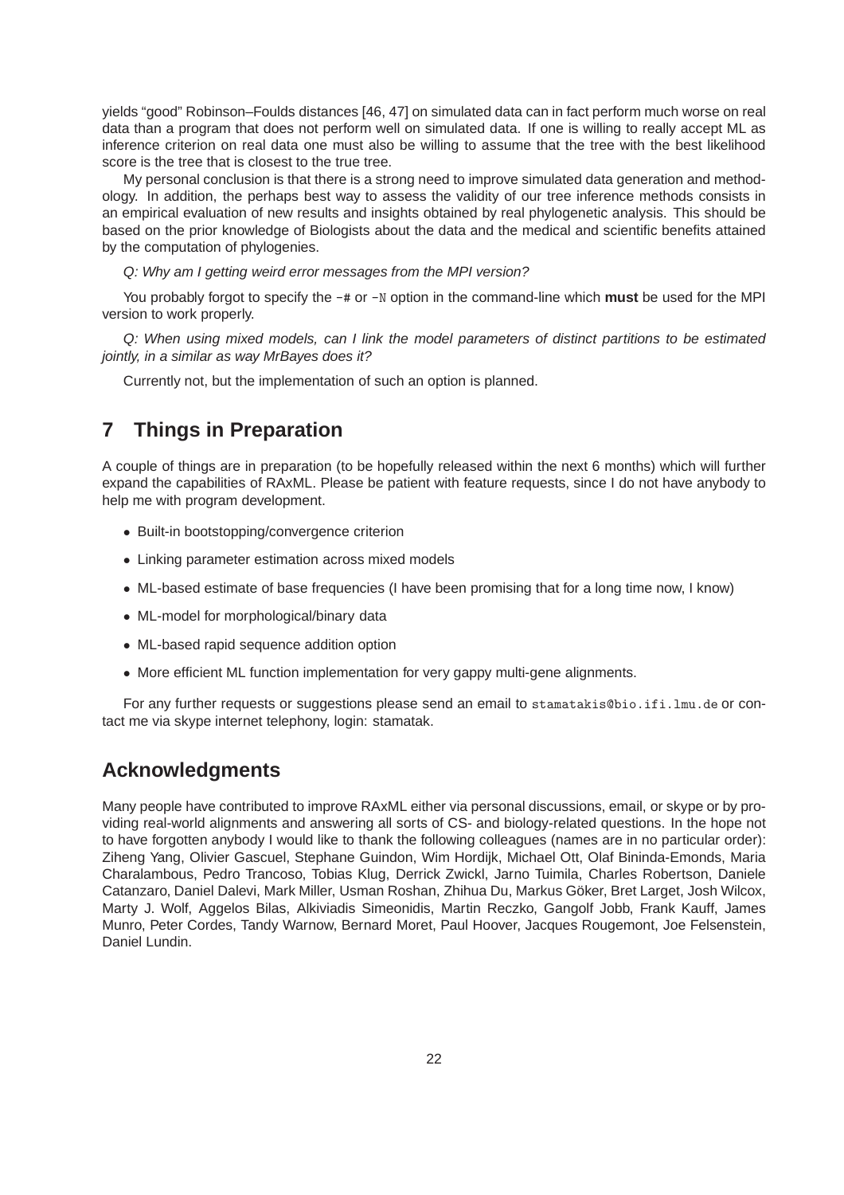yields "good" Robinson–Foulds distances [46, 47] on simulated data can in fact perform much worse on real data than a program that does not perform well on simulated data. If one is willing to really accept ML as inference criterion on real data one must also be willing to assume that the tree with the best likelihood score is the tree that is closest to the true tree.

My personal conclusion is that there is a strong need to improve simulated data generation and methodology. In addition, the perhaps best way to assess the validity of our tree inference methods consists in an empirical evaluation of new results and insights obtained by real phylogenetic analysis. This should be based on the prior knowledge of Biologists about the data and the medical and scientific benefits attained by the computation of phylogenies.

*Q: Why am I getting weird error messages from the MPI version?*

You probably forgot to specify the `-#` or `-N` option in the command-line which **must** be used for the MPI version to work properly.

*Q: When using mixed models, can I link the model parameters of distinct partitions to be estimated jointly, in a similar as way MrBayes does it?*

Currently not, but the implementation of such an option is planned.

## 7 Things in Preparation

A couple of things are in preparation (to be hopefully released within the next 6 months) which will further expand the capabilities of RAxML. Please be patient with feature requests, since I do not have anybody to help me with program development.

- Built-in bootstopping/convergence criterion
- Linking parameter estimation across mixed models
- ML-based estimate of base frequencies (I have been promising that for a long time now, I know)
- ML-model for morphological/binary data
- ML-based rapid sequence addition option
- More efficient ML function implementation for very gappy multi-gene alignments.

For any further requests or suggestions please send an email to `stamatakis@bio.ifi.lmu.de` or contact me via skype internet telephony, login: stamatak.

## Acknowledgments

Many people have contributed to improve RAxML either via personal discussions, email, or skype or by providing real-world alignments and answering all sorts of CS- and biology-related questions. In the hope not to have forgotten anybody I would like to thank the following colleagues (names are in no particular order): Ziheng Yang, Olivier Gascuel, Stephane Guindon, Wim Hordijk, Michael Ott, Olaf Bininda-Emonds, Maria Charalambous, Pedro Trancoso, Tobias Klug, Derrick Zwickl, Jarno Tuimila, Charles Robertson, Daniele Catanzaro, Daniel Dalevi, Mark Miller, Usman Roshan, Zhihua Du, Markus Göker, Bret Larget, Josh Wilcox, Marty J. Wolf, Aggelos Bilas, Alkiviadis Simeonidis, Martin Reczko, Gangolf Jobb, Frank Kauff, James Munro, Peter Cordes, Tandy Warnow, Bernard Moret, Paul Hoover, Jacques Rougemont, Joe Felsenstein, Daniel Lundin.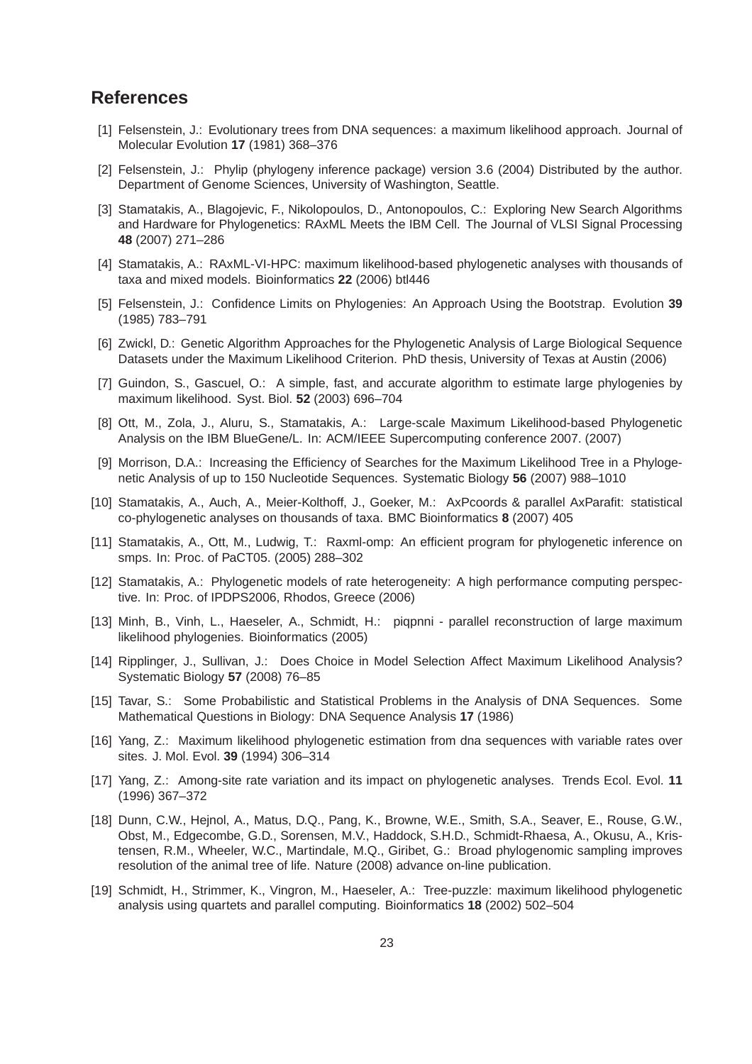## References

[1] Felsenstein, J.: Evolutionary trees from DNA sequences: a maximum likelihood approach. Journal of Molecular Evolution **17** (1981) 368–376

[2] Felsenstein, J.: Phylip (phylogeny inference package) version 3.6 (2004) Distributed by the author. Department of Genome Sciences, University of Washington, Seattle.

[3] Stamatakis, A., Blagojevic, F., Nikolopoulos, D., Antonopoulos, C.: Exploring New Search Algorithms and Hardware for Phylogenetics: RAxML Meets the IBM Cell. The Journal of VLSI Signal Processing **48** (2007) 271–286

[4] Stamatakis, A.: RAxML-VI-HPC: maximum likelihood-based phylogenetic analyses with thousands of taxa and mixed models. Bioinformatics **22** (2006) btl446

[5] Felsenstein, J.: Confidence Limits on Phylogenies: An Approach Using the Bootstrap. Evolution **39** (1985) 783–791

[6] Zwickl, D.: Genetic Algorithm Approaches for the Phylogenetic Analysis of Large Biological Sequence Datasets under the Maximum Likelihood Criterion. PhD thesis, University of Texas at Austin (2006)

[7] Guindon, S., Gascuel, O.: A simple, fast, and accurate algorithm to estimate large phylogenies by maximum likelihood. Syst. Biol. **52** (2003) 696–704

[8] Ott, M., Zola, J., Aluru, S., Stamatakis, A.: Large-scale Maximum Likelihood-based Phylogenetic Analysis on the IBM BlueGene/L. In: ACM/IEEE Supercomputing conference 2007. (2007)

[9] Morrison, D.A.: Increasing the Efficiency of Searches for the Maximum Likelihood Tree in a Phylogenetic Analysis of up to 150 Nucleotide Sequences. Systematic Biology **56** (2007) 988–1010

[10] Stamatakis, A., Auch, A., Meier-Kolthoff, J., Goeker, M.: AxPcoords & parallel AxParafit: statistical co-phylogenetic analyses on thousands of taxa. BMC Bioinformatics **8** (2007) 405

[11] Stamatakis, A., Ott, M., Ludwig, T.: Raxml-omp: An efficient program for phylogenetic inference on smps. In: Proc. of PaCT05. (2005) 288–302

[12] Stamatakis, A.: Phylogenetic models of rate heterogeneity: A high performance computing perspective. In: Proc. of IPDPS2006, Rhodos, Greece (2006)

[13] Minh, B., Vinh, L., Haeseler, A., Schmidt, H.: piqpnni - parallel reconstruction of large maximum likelihood phylogenies. Bioinformatics (2005)

[14] Ripplinger, J., Sullivan, J.: Does Choice in Model Selection Affect Maximum Likelihood Analysis? Systematic Biology **57** (2008) 76–85

[15] Tavar, S.: Some Probabilistic and Statistical Problems in the Analysis of DNA Sequences. Some Mathematical Questions in Biology: DNA Sequence Analysis **17** (1986)

[16] Yang, Z.: Maximum likelihood phylogenetic estimation from dna sequences with variable rates over sites. J. Mol. Evol. **39** (1994) 306–314

[17] Yang, Z.: Among-site rate variation and its impact on phylogenetic analyses. Trends Ecol. Evol. **11** (1996) 367–372

[18] Dunn, C.W., Hejnol, A., Matus, D.Q., Pang, K., Browne, W.E., Smith, S.A., Seaver, E., Rouse, G.W., Obst, M., Edgecombe, G.D., Sorensen, M.V., Haddock, S.H.D., Schmidt-Rhaesa, A., Okusu, A., Kristensen, R.M., Wheeler, W.C., Martindale, M.Q., Giribet, G.: Broad phylogenomic sampling improves resolution of the animal tree of life. Nature (2008) advance on-line publication.

[19] Schmidt, H., Strimmer, K., Vingron, M., Haeseler, A.: Tree-puzzle: maximum likelihood phylogenetic analysis using quartets and parallel computing. Bioinformatics **18** (2002) 502–504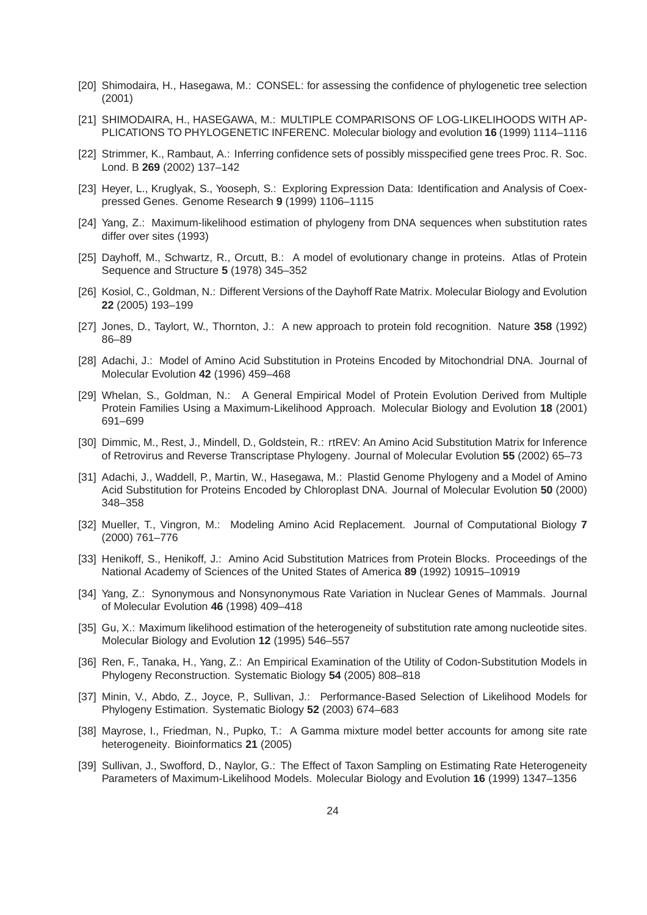[20] Shimodaira, H., Hasegawa, M.: CONSEL: for assessing the confidence of phylogenetic tree selection (2001)

[21] SHIMODAIRA, H., HASEGAWA, M.: MULTIPLE COMPARISONS OF LOG-LIKELIHOODS WITH APPLICATIONS TO PHYLOGENETIC INFERENC. Molecular biology and evolution **16** (1999) 1114–1116

[22] Strimmer, K., Rambaut, A.: Inferring confidence sets of possibly misspecified gene trees Proc. R. Soc. Lond. B **269** (2002) 137–142

[23] Heyer, L., Kruglyak, S., Yooseph, S.: Exploring Expression Data: Identification and Analysis of Coexpressed Genes. Genome Research **9** (1999) 1106–1115

[24] Yang, Z.: Maximum-likelihood estimation of phylogeny from DNA sequences when substitution rates differ over sites (1993)

[25] Dayhoff, M., Schwartz, R., Orcutt, B.: A model of evolutionary change in proteins. Atlas of Protein Sequence and Structure **5** (1978) 345–352

[26] Kosiol, C., Goldman, N.: Different Versions of the Dayhoff Rate Matrix. Molecular Biology and Evolution **22** (2005) 193–199

[27] Jones, D., Taylort, W., Thornton, J.: A new approach to protein fold recognition. Nature **358** (1992) 86–89

[28] Adachi, J.: Model of Amino Acid Substitution in Proteins Encoded by Mitochondrial DNA. Journal of Molecular Evolution **42** (1996) 459–468

[29] Whelan, S., Goldman, N.: A General Empirical Model of Protein Evolution Derived from Multiple Protein Families Using a Maximum-Likelihood Approach. Molecular Biology and Evolution **18** (2001) 691–699

[30] Dimmic, M., Rest, J., Mindell, D., Goldstein, R.: rtREV: An Amino Acid Substitution Matrix for Inference of Retrovirus and Reverse Transcriptase Phylogeny. Journal of Molecular Evolution **55** (2002) 65–73

[31] Adachi, J., Waddell, P., Martin, W., Hasegawa, M.: Plastid Genome Phylogeny and a Model of Amino Acid Substitution for Proteins Encoded by Chloroplast DNA. Journal of Molecular Evolution **50** (2000) 348–358

[32] Mueller, T., Vingron, M.: Modeling Amino Acid Replacement. Journal of Computational Biology **7** (2000) 761–776

[33] Henikoff, S., Henikoff, J.: Amino Acid Substitution Matrices from Protein Blocks. Proceedings of the National Academy of Sciences of the United States of America **89** (1992) 10915–10919

[34] Yang, Z.: Synonymous and Nonsynonymous Rate Variation in Nuclear Genes of Mammals. Journal of Molecular Evolution **46** (1998) 409–418

[35] Gu, X.: Maximum likelihood estimation of the heterogeneity of substitution rate among nucleotide sites. Molecular Biology and Evolution **12** (1995) 546–557

[36] Ren, F., Tanaka, H., Yang, Z.: An Empirical Examination of the Utility of Codon-Substitution Models in Phylogeny Reconstruction. Systematic Biology **54** (2005) 808–818

[37] Minin, V., Abdo, Z., Joyce, P., Sullivan, J.: Performance-Based Selection of Likelihood Models for Phylogeny Estimation. Systematic Biology **52** (2003) 674–683

[38] Mayrose, I., Friedman, N., Pupko, T.: A Gamma mixture model better accounts for among site rate heterogeneity. Bioinformatics **21** (2005)

[39] Sullivan, J., Swofford, D., Naylor, G.: The Effect of Taxon Sampling on Estimating Rate Heterogeneity Parameters of Maximum-Likelihood Models. Molecular Biology and Evolution **16** (1999) 1347–1356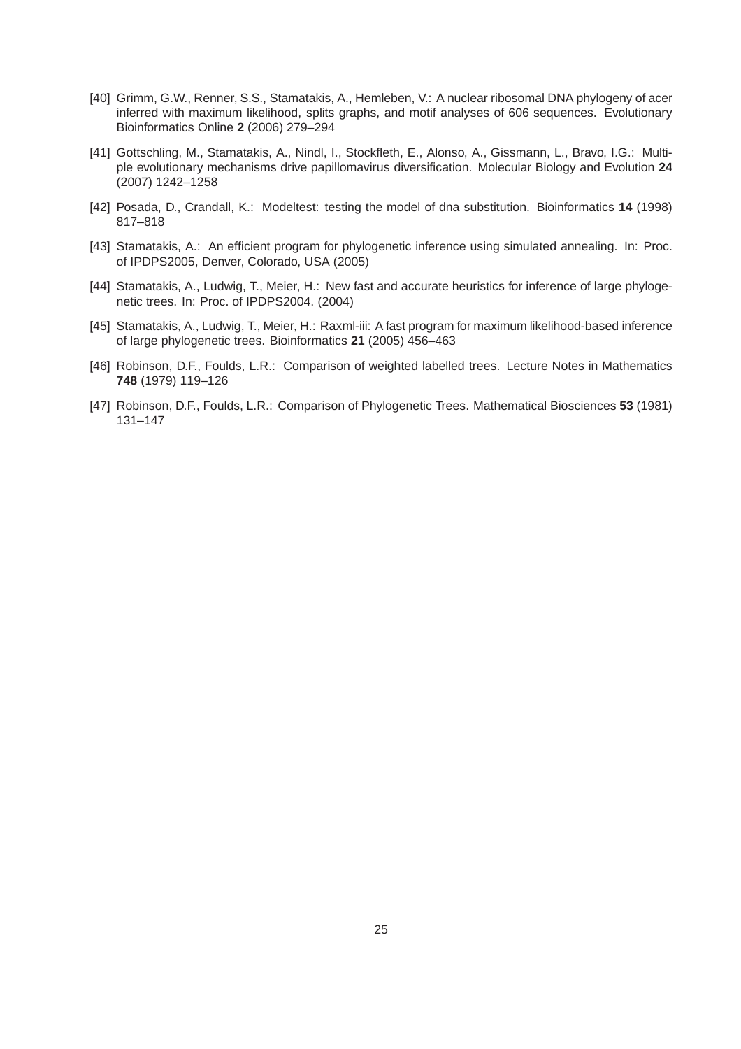[40] Grimm, G.W., Renner, S.S., Stamatakis, A., Hemleben, V.: A nuclear ribosomal DNA phylogeny of acer inferred with maximum likelihood, splits graphs, and motif analyses of 606 sequences. Evolutionary Bioinformatics Online **2** (2006) 279–294

[41] Gottschling, M., Stamatakis, A., Nindl, I., Stockfleth, E., Alonso, A., Gissmann, L., Bravo, I.G.: Multiple evolutionary mechanisms drive papillomavirus diversification. Molecular Biology and Evolution **24** (2007) 1242–1258

[42] Posada, D., Crandall, K.: Modeltest: testing the model of dna substitution. Bioinformatics **14** (1998) 817–818

[43] Stamatakis, A.: An efficient program for phylogenetic inference using simulated annealing. In: Proc. of IPDPS2005, Denver, Colorado, USA (2005)

[44] Stamatakis, A., Ludwig, T., Meier, H.: New fast and accurate heuristics for inference of large phylogenetic trees. In: Proc. of IPDPS2004. (2004)

[45] Stamatakis, A., Ludwig, T., Meier, H.: Raxml-iii: A fast program for maximum likelihood-based inference of large phylogenetic trees. Bioinformatics **21** (2005) 456–463

[46] Robinson, D.F., Foulds, L.R.: Comparison of weighted labelled trees. Lecture Notes in Mathematics **748** (1979) 119–126

[47] Robinson, D.F., Foulds, L.R.: Comparison of Phylogenetic Trees. Mathematical Biosciences **53** (1981) 131–147